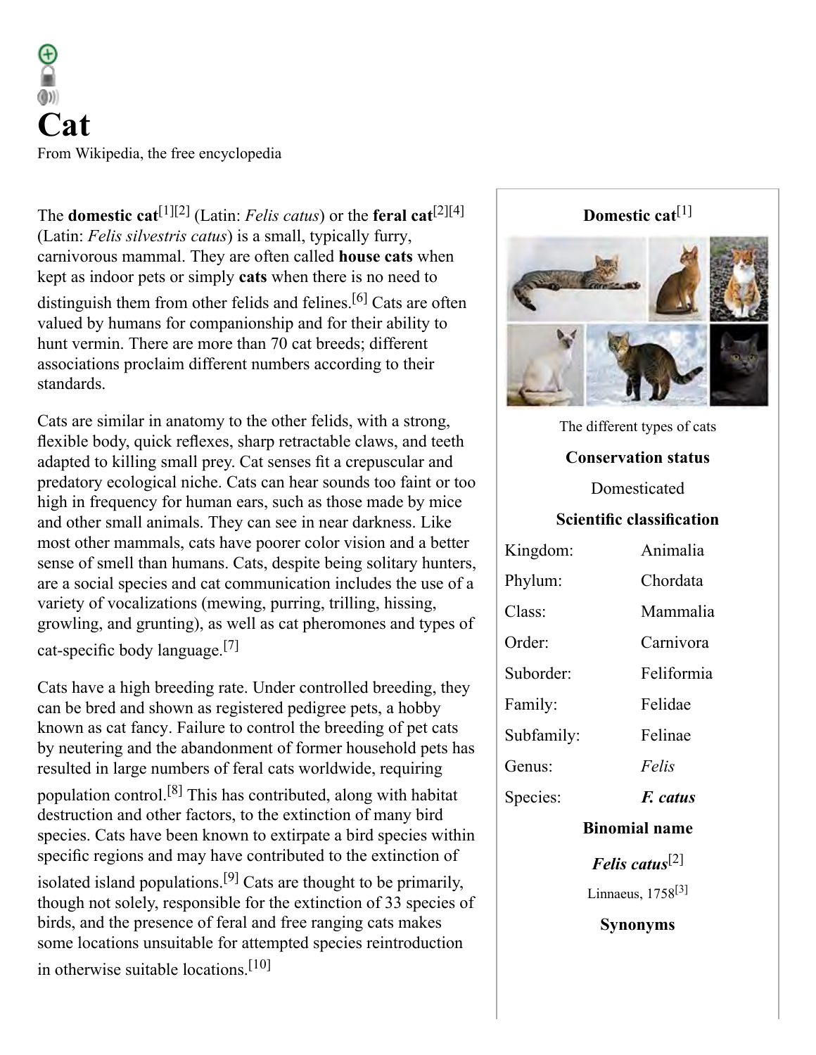# Cat

From Wikipedia, the free encyclopedia

The **domestic cat**[1][2] (Latin: *Felis catus*) or the **feral cat**[2][4] (Latin: *Felis silvestris catus*) is a small, typically furry, carnivorous mammal. They are often called **house cats** when kept as indoor pets or simply **cats** when there is no need to distinguish them from other felids and felines.[6] Cats are often valued by humans for companionship and for their ability to hunt vermin. There are more than 70 cat breeds; different associations proclaim different numbers according to their standards.

Cats are similar in anatomy to the other felids, with a strong, flexible body, quick reflexes, sharp retractable claws, and teeth adapted to killing small prey. Cat senses fit a crepuscular and predatory ecological niche. Cats can hear sounds too faint or too high in frequency for human ears, such as those made by mice and other small animals. They can see in near darkness. Like most other mammals, cats have poorer color vision and a better sense of smell than humans. Cats, despite being solitary hunters, are a social species and cat communication includes the use of a variety of vocalizations (mewing, purring, trilling, hissing, growling, and grunting), as well as cat pheromones and types of cat-specific body language.[7]

Cats have a high breeding rate. Under controlled breeding, they can be bred and shown as registered pedigree pets, a hobby known as cat fancy. Failure to control the breeding of pet cats by neutering and the abandonment of former household pets has resulted in large numbers of feral cats worldwide, requiring population control.[8] This has contributed, along with habitat destruction and other factors, to the extinction of many bird species. Cats have been known to extirpate a bird species within specific regions and may have contributed to the extinction of isolated island populations.[9] Cats are thought to be primarily, though not solely, responsible for the extinction of 33 species of birds, and the presence of feral and free ranging cats makes some locations unsuitable for attempted species reintroduction in otherwise suitable locations.[10]

**Domestic cat**[1]

The different types of cats

**Conservation status**

Domesticated

**Scientific classification**

| | |
|---|---|
| Kingdom: | Animalia |
| Phylum: | Chordata |
| Class: | Mammalia |
| Order: | Carnivora |
| Suborder: | Feliformia |
| Family: | Felidae |
| Subfamily: | Felinae |
| Genus: | *Felis* |
| Species: | ***F. catus*** |

**Binomial name**

***Felis catus***[2]

Linnaeus, 1758[3]

**Synonyms**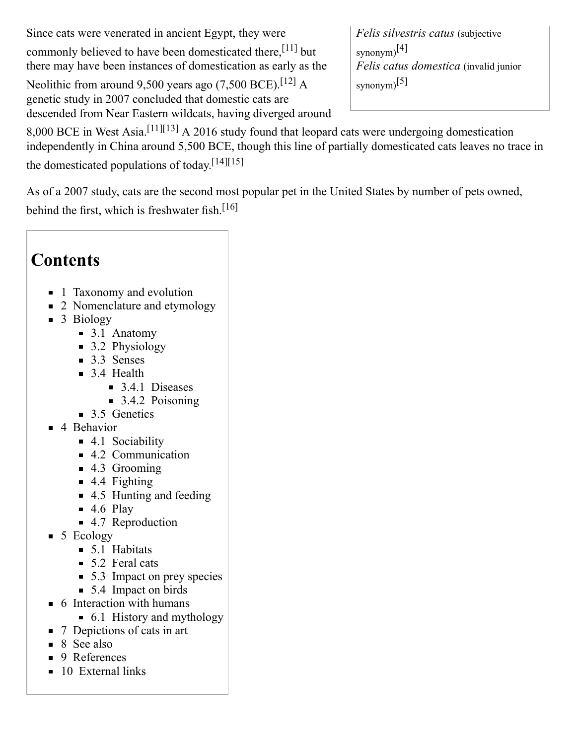*Felis silvestris catus* (subjective synonym)[4]
*Felis catus domestica* (invalid junior synonym)[5]

Since cats were venerated in ancient Egypt, they were commonly believed to have been domesticated there,[11] but there may have been instances of domestication as early as the Neolithic from around 9,500 years ago (7,500 BCE).[12] A genetic study in 2007 concluded that domestic cats are descended from Near Eastern wildcats, having diverged around 8,000 BCE in West Asia.[11][13] A 2016 study found that leopard cats were undergoing domestication independently in China around 5,500 BCE, though this line of partially domesticated cats leaves no trace in the domesticated populations of today.[14][15]

As of a 2007 study, cats are the second most popular pet in the United States by number of pets owned, behind the first, which is freshwater fish.[16]

## Contents

- 1 Taxonomy and evolution
- 2 Nomenclature and etymology
- 3 Biology
  - 3.1 Anatomy
  - 3.2 Physiology
  - 3.3 Senses
  - 3.4 Health
    - 3.4.1 Diseases
    - 3.4.2 Poisoning
  - 3.5 Genetics
- 4 Behavior
  - 4.1 Sociability
  - 4.2 Communication
  - 4.3 Grooming
  - 4.4 Fighting
  - 4.5 Hunting and feeding
  - 4.6 Play
  - 4.7 Reproduction
- 5 Ecology
  - 5.1 Habitats
  - 5.2 Feral cats
  - 5.3 Impact on prey species
  - 5.4 Impact on birds
- 6 Interaction with humans
  - 6.1 History and mythology
- 7 Depictions of cats in art
- 8 See also
- 9 References
- 10 External links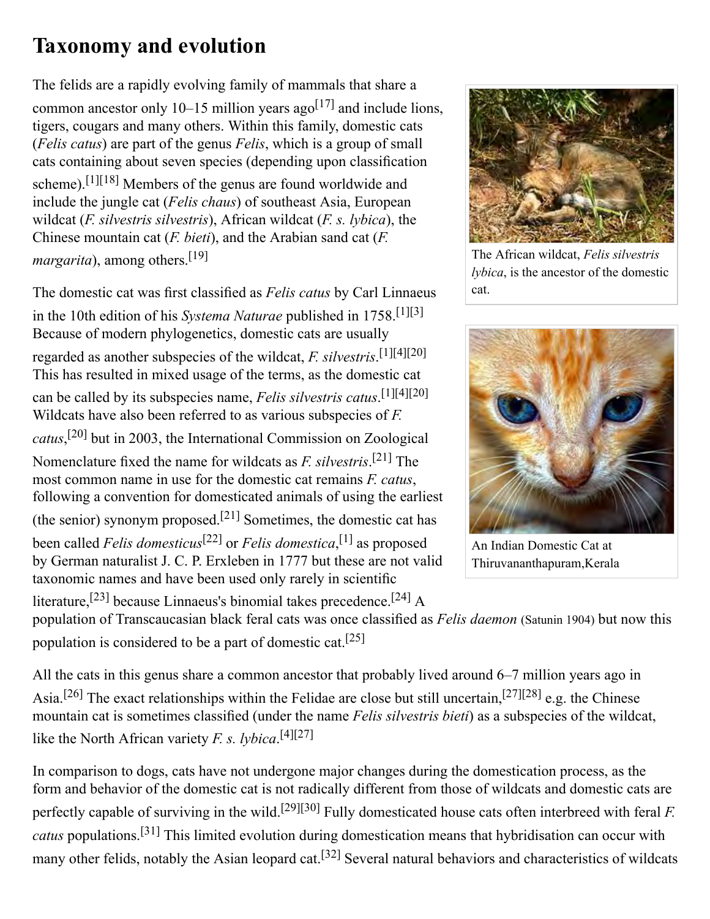## Taxonomy and evolution

The felids are a rapidly evolving family of mammals that share a common ancestor only 10–15 million years ago[17] and include lions, tigers, cougars and many others. Within this family, domestic cats (*Felis catus*) are part of the genus *Felis*, which is a group of small cats containing about seven species (depending upon classification scheme).[1][18] Members of the genus are found worldwide and include the jungle cat (*Felis chaus*) of southeast Asia, European wildcat (*F. silvestris silvestris*), African wildcat (*F. s. lybica*), the Chinese mountain cat (*F. bieti*), and the Arabian sand cat (*F. margarita*), among others.[19]

The African wildcat, *Felis silvestris lybica*, is the ancestor of the domestic cat.

An Indian Domestic Cat at Thiruvananthapuram,Kerala

The domestic cat was first classified as *Felis catus* by Carl Linnaeus in the 10th edition of his *Systema Naturae* published in 1758.[1][3] Because of modern phylogenetics, domestic cats are usually regarded as another subspecies of the wildcat, *F. silvestris*.[1][4][20] This has resulted in mixed usage of the terms, as the domestic cat can be called by its subspecies name, *Felis silvestris catus*.[1][4][20] Wildcats have also been referred to as various subspecies of *F. catus*,[20] but in 2003, the International Commission on Zoological Nomenclature fixed the name for wildcats as *F. silvestris*.[21] The most common name in use for the domestic cat remains *F. catus*, following a convention for domesticated animals of using the earliest (the senior) synonym proposed.[21] Sometimes, the domestic cat has been called *Felis domesticus*[22] or *Felis domestica*,[1] as proposed by German naturalist J. C. P. Erxleben in 1777 but these are not valid taxonomic names and have been used only rarely in scientific literature,[23] because Linnaeus's binomial takes precedence.[24] A population of Transcaucasian black feral cats was once classified as *Felis daemon* (Satunin 1904) but now this population is considered to be a part of domestic cat.[25]

All the cats in this genus share a common ancestor that probably lived around 6–7 million years ago in Asia.[26] The exact relationships within the Felidae are close but still uncertain,[27][28] e.g. the Chinese mountain cat is sometimes classified (under the name *Felis silvestris bieti*) as a subspecies of the wildcat, like the North African variety *F. s. lybica*.[4][27]

In comparison to dogs, cats have not undergone major changes during the domestication process, as the form and behavior of the domestic cat is not radically different from those of wildcats and domestic cats are perfectly capable of surviving in the wild.[29][30] Fully domesticated house cats often interbreed with feral *F. catus* populations.[31] This limited evolution during domestication means that hybridisation can occur with many other felids, notably the Asian leopard cat.[32] Several natural behaviors and characteristics of wildcats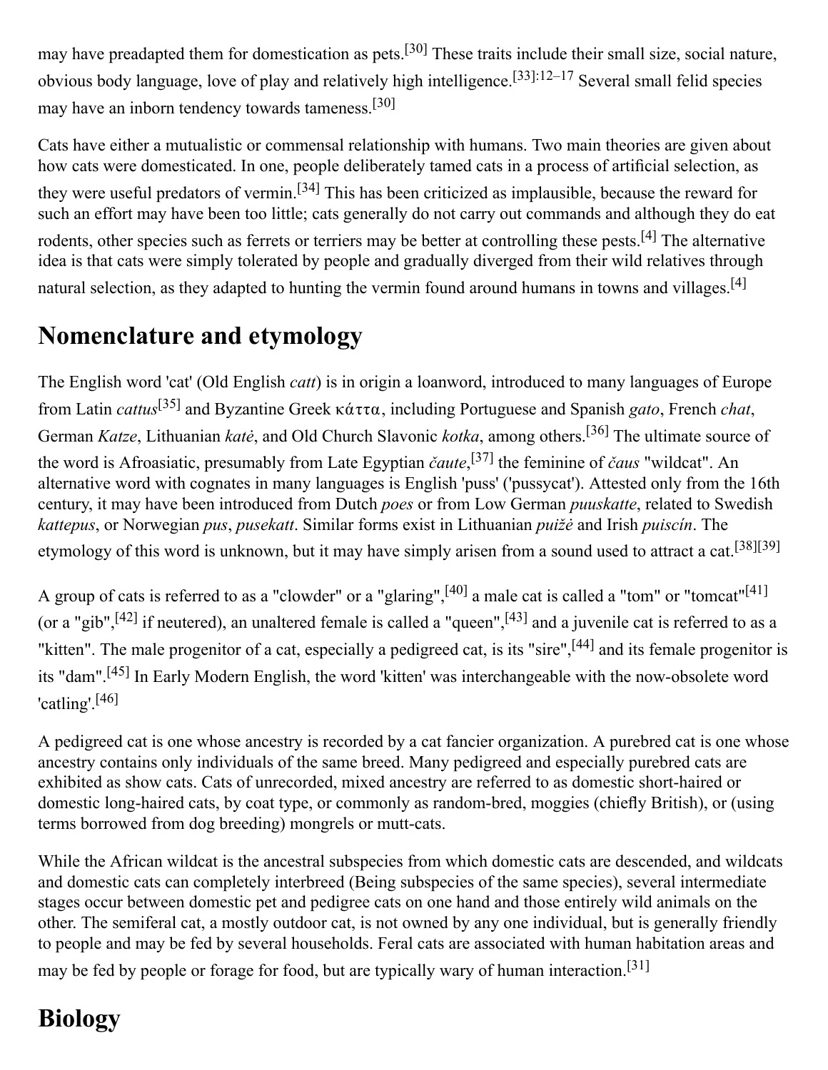may have preadapted them for domestication as pets.[30] These traits include their small size, social nature, obvious body language, love of play and relatively high intelligence.[33]:12–17 Several small felid species may have an inborn tendency towards tameness.[30]

Cats have either a mutualistic or commensal relationship with humans. Two main theories are given about how cats were domesticated. In one, people deliberately tamed cats in a process of artificial selection, as they were useful predators of vermin.[34] This has been criticized as implausible, because the reward for such an effort may have been too little; cats generally do not carry out commands and although they do eat rodents, other species such as ferrets or terriers may be better at controlling these pests.[4] The alternative idea is that cats were simply tolerated by people and gradually diverged from their wild relatives through natural selection, as they adapted to hunting the vermin found around humans in towns and villages.[4]

## Nomenclature and etymology

The English word 'cat' (Old English *catt*) is in origin a loanword, introduced to many languages of Europe from Latin *cattus*[35] and Byzantine Greek κάττα, including Portuguese and Spanish *gato*, French *chat*, German *Katze*, Lithuanian *katė*, and Old Church Slavonic *kotka*, among others.[36] The ultimate source of the word is Afroasiatic, presumably from Late Egyptian *čaute*,[37] the feminine of *čaus* "wildcat". An alternative word with cognates in many languages is English 'puss' ('pussycat'). Attested only from the 16th century, it may have been introduced from Dutch *poes* or from Low German *puuskatte*, related to Swedish *kattepus*, or Norwegian *pus*, *pusekatt*. Similar forms exist in Lithuanian *puižė* and Irish *puiscín*. The etymology of this word is unknown, but it may have simply arisen from a sound used to attract a cat.[38][39]

A group of cats is referred to as a "clowder" or a "glaring",[40] a male cat is called a "tom" or "tomcat"[41] (or a "gib",[42] if neutered), an unaltered female is called a "queen",[43] and a juvenile cat is referred to as a "kitten". The male progenitor of a cat, especially a pedigreed cat, is its "sire",[44] and its female progenitor is its "dam".[45] In Early Modern English, the word 'kitten' was interchangeable with the now-obsolete word 'catling'.[46]

A pedigreed cat is one whose ancestry is recorded by a cat fancier organization. A purebred cat is one whose ancestry contains only individuals of the same breed. Many pedigreed and especially purebred cats are exhibited as show cats. Cats of unrecorded, mixed ancestry are referred to as domestic short-haired or domestic long-haired cats, by coat type, or commonly as random-bred, moggies (chiefly British), or (using terms borrowed from dog breeding) mongrels or mutt-cats.

While the African wildcat is the ancestral subspecies from which domestic cats are descended, and wildcats and domestic cats can completely interbreed (Being subspecies of the same species), several intermediate stages occur between domestic pet and pedigree cats on one hand and those entirely wild animals on the other. The semiferal cat, a mostly outdoor cat, is not owned by any one individual, but is generally friendly to people and may be fed by several households. Feral cats are associated with human habitation areas and may be fed by people or forage for food, but are typically wary of human interaction.[31]

## Biology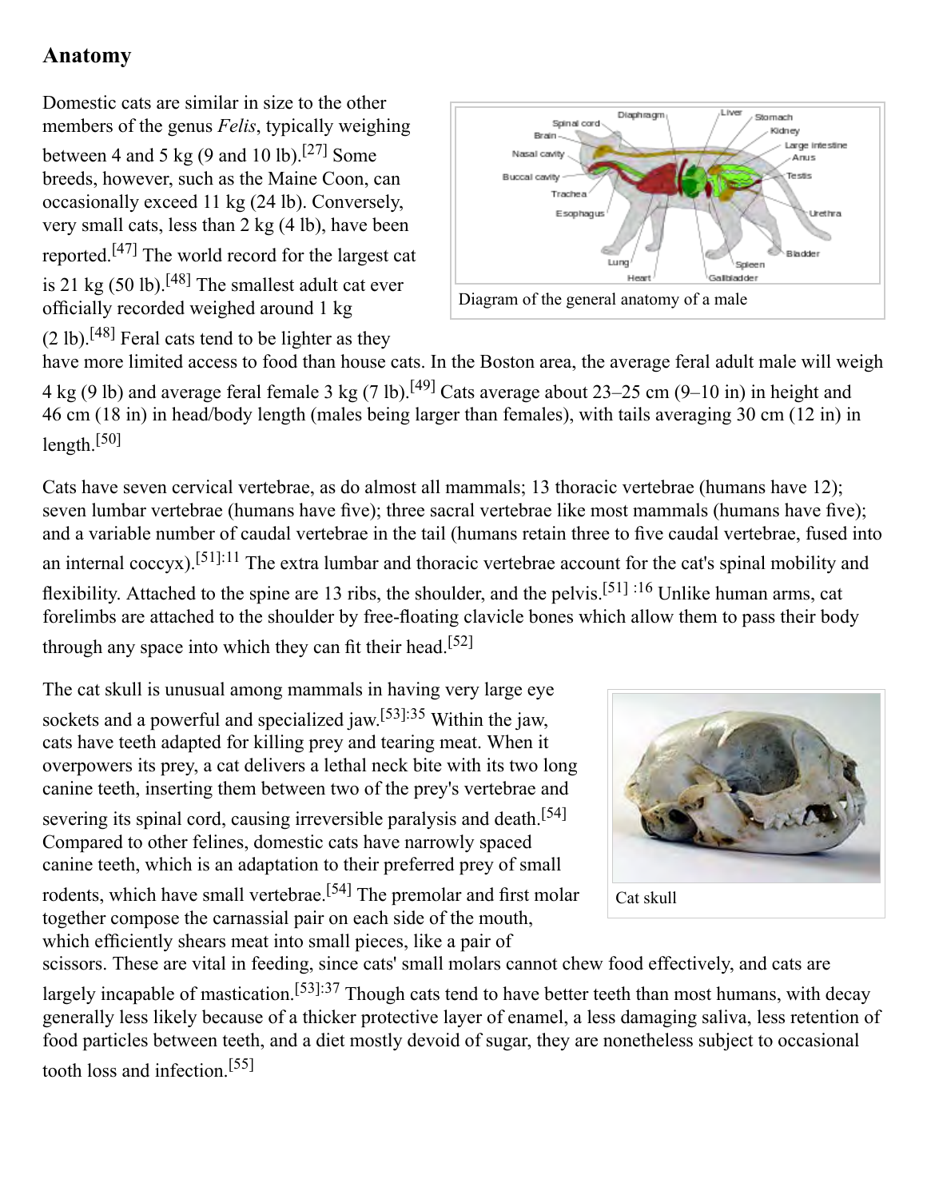## Anatomy

Domestic cats are similar in size to the other members of the genus *Felis*, typically weighing between 4 and 5 kg (9 and 10 lb).[27] Some breeds, however, such as the Maine Coon, can occasionally exceed 11 kg (24 lb). Conversely, very small cats, less than 2 kg (4 lb), have been reported.[47] The world record for the largest cat is 21 kg (50 lb).[48] The smallest adult cat ever officially recorded weighed around 1 kg (2 lb).[48] Feral cats tend to be lighter as they have more limited access to food than house cats. In the Boston area, the average feral adult male will weigh 4 kg (9 lb) and average feral female 3 kg (7 lb).[49] Cats average about 23–25 cm (9–10 in) in height and 46 cm (18 in) in head/body length (males being larger than females), with tails averaging 30 cm (12 in) in length.[50]

Diagram of the general anatomy of a male

Cats have seven cervical vertebrae, as do almost all mammals; 13 thoracic vertebrae (humans have 12); seven lumbar vertebrae (humans have five); three sacral vertebrae like most mammals (humans have five); and a variable number of caudal vertebrae in the tail (humans retain three to five caudal vertebrae, fused into an internal coccyx).[51]:11 The extra lumbar and thoracic vertebrae account for the cat's spinal mobility and flexibility. Attached to the spine are 13 ribs, the shoulder, and the pelvis.[51] :16 Unlike human arms, cat forelimbs are attached to the shoulder by free-floating clavicle bones which allow them to pass their body through any space into which they can fit their head.[52]

The cat skull is unusual among mammals in having very large eye sockets and a powerful and specialized jaw.[53]:35 Within the jaw, cats have teeth adapted for killing prey and tearing meat. When it overpowers its prey, a cat delivers a lethal neck bite with its two long canine teeth, inserting them between two of the prey's vertebrae and severing its spinal cord, causing irreversible paralysis and death.[54] Compared to other felines, domestic cats have narrowly spaced canine teeth, which is an adaptation to their preferred prey of small rodents, which have small vertebrae.[54] The premolar and first molar together compose the carnassial pair on each side of the mouth, which efficiently shears meat into small pieces, like a pair of scissors. These are vital in feeding, since cats' small molars cannot chew food effectively, and cats are largely incapable of mastication.[53]:37 Though cats tend to have better teeth than most humans, with decay generally less likely because of a thicker protective layer of enamel, a less damaging saliva, less retention of food particles between teeth, and a diet mostly devoid of sugar, they are nonetheless subject to occasional tooth loss and infection.[55]

Cat skull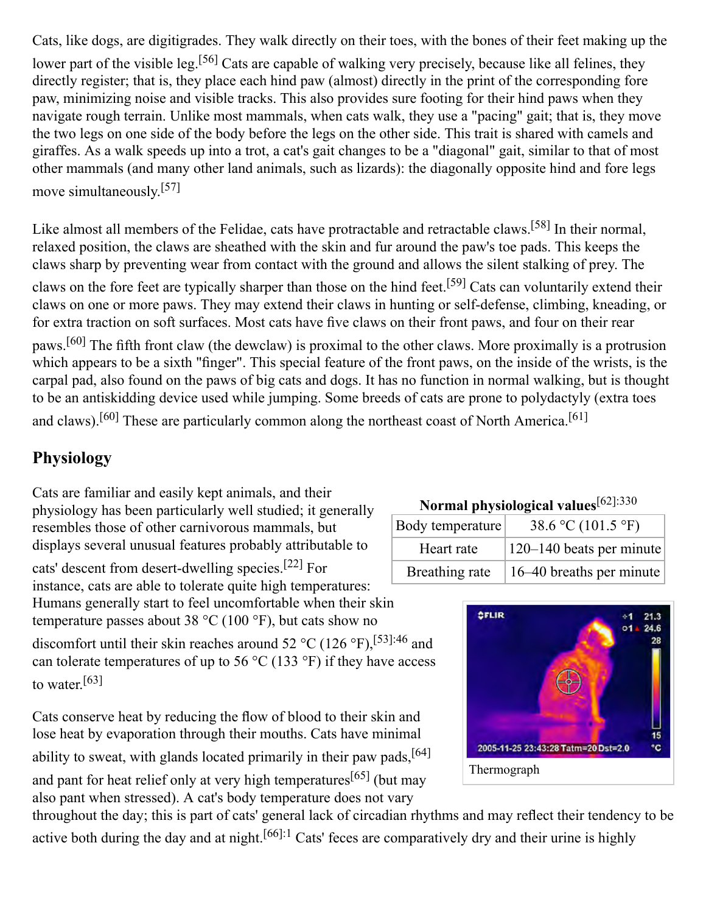Cats, like dogs, are digitigrades. They walk directly on their toes, with the bones of their feet making up the lower part of the visible leg.[56] Cats are capable of walking very precisely, because like all felines, they directly register; that is, they place each hind paw (almost) directly in the print of the corresponding fore paw, minimizing noise and visible tracks. This also provides sure footing for their hind paws when they navigate rough terrain. Unlike most mammals, when cats walk, they use a "pacing" gait; that is, they move the two legs on one side of the body before the legs on the other side. This trait is shared with camels and giraffes. As a walk speeds up into a trot, a cat's gait changes to be a "diagonal" gait, similar to that of most other mammals (and many other land animals, such as lizards): the diagonally opposite hind and fore legs move simultaneously.[57]

Like almost all members of the Felidae, cats have protractable and retractable claws.[58] In their normal, relaxed position, the claws are sheathed with the skin and fur around the paw's toe pads. This keeps the claws sharp by preventing wear from contact with the ground and allows the silent stalking of prey. The claws on the fore feet are typically sharper than those on the hind feet.[59] Cats can voluntarily extend their claws on one or more paws. They may extend their claws in hunting or self-defense, climbing, kneading, or for extra traction on soft surfaces. Most cats have five claws on their front paws, and four on their rear paws.[60] The fifth front claw (the dewclaw) is proximal to the other claws. More proximally is a protrusion which appears to be a sixth "finger". This special feature of the front paws, on the inside of the wrists, is the carpal pad, also found on the paws of big cats and dogs. It has no function in normal walking, but is thought to be an antiskidding device used while jumping. Some breeds of cats are prone to polydactyly (extra toes and claws).[60] These are particularly common along the northeast coast of North America.[61]

## Physiology

**Normal physiological values**[62]:330

| | |
|---|---|
| Body temperature | 38.6 °C (101.5 °F) |
| Heart rate | 120–140 beats per minute |
| Breathing rate | 16–40 breaths per minute |

Cats are familiar and easily kept animals, and their physiology has been particularly well studied; it generally resembles those of other carnivorous mammals, but displays several unusual features probably attributable to cats' descent from desert-dwelling species.[22] For instance, cats are able to tolerate quite high temperatures: Humans generally start to feel uncomfortable when their skin temperature passes about 38 °C (100 °F), but cats show no discomfort until their skin reaches around 52 °C (126 °F),[53]:46 and can tolerate temperatures of up to 56 °C (133 °F) if they have access to water.[63]

Thermograph

Cats conserve heat by reducing the flow of blood to their skin and lose heat by evaporation through their mouths. Cats have minimal ability to sweat, with glands located primarily in their paw pads,[64] and pant for heat relief only at very high temperatures[65] (but may also pant when stressed). A cat's body temperature does not vary throughout the day; this is part of cats' general lack of circadian rhythms and may reflect their tendency to be active both during the day and at night.[66]:1 Cats' feces are comparatively dry and their urine is highly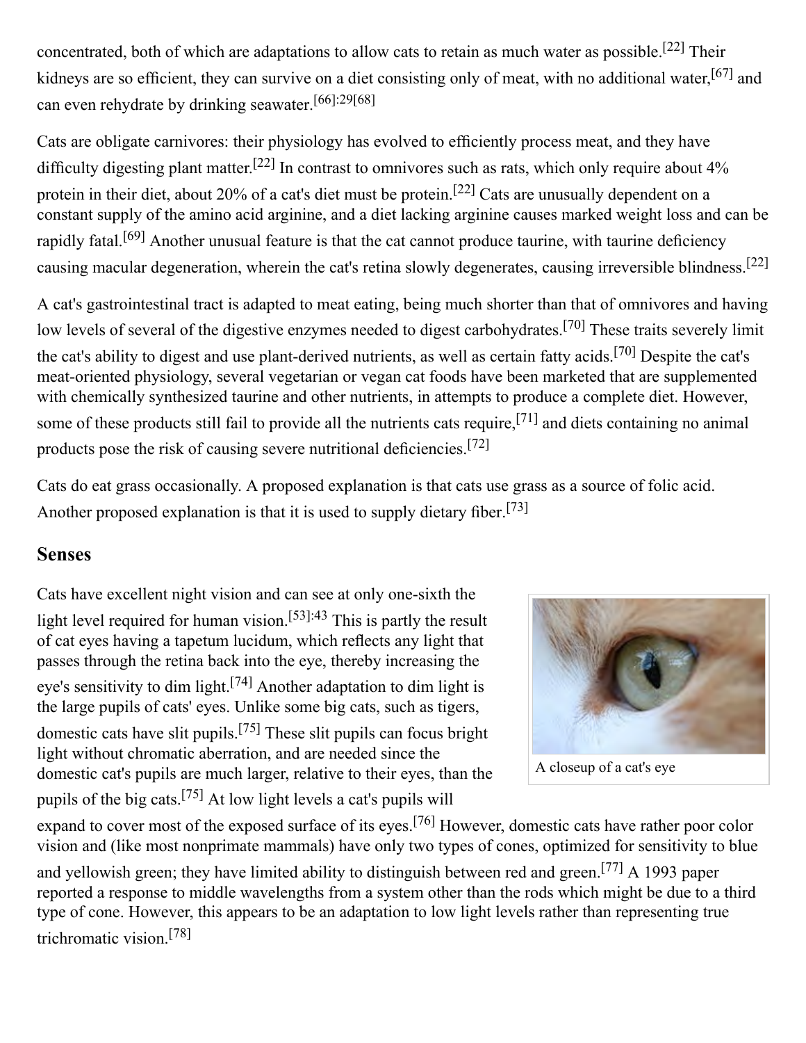concentrated, both of which are adaptations to allow cats to retain as much water as possible.[22] Their kidneys are so efficient, they can survive on a diet consisting only of meat, with no additional water,[67] and can even rehydrate by drinking seawater.[66]:29[68]

Cats are obligate carnivores: their physiology has evolved to efficiently process meat, and they have difficulty digesting plant matter.[22] In contrast to omnivores such as rats, which only require about 4% protein in their diet, about 20% of a cat's diet must be protein.[22] Cats are unusually dependent on a constant supply of the amino acid arginine, and a diet lacking arginine causes marked weight loss and can be rapidly fatal.[69] Another unusual feature is that the cat cannot produce taurine, with taurine deficiency causing macular degeneration, wherein the cat's retina slowly degenerates, causing irreversible blindness.[22]

A cat's gastrointestinal tract is adapted to meat eating, being much shorter than that of omnivores and having low levels of several of the digestive enzymes needed to digest carbohydrates.[70] These traits severely limit the cat's ability to digest and use plant-derived nutrients, as well as certain fatty acids.[70] Despite the cat's meat-oriented physiology, several vegetarian or vegan cat foods have been marketed that are supplemented with chemically synthesized taurine and other nutrients, in attempts to produce a complete diet. However, some of these products still fail to provide all the nutrients cats require,[71] and diets containing no animal products pose the risk of causing severe nutritional deficiencies.[72]

Cats do eat grass occasionally. A proposed explanation is that cats use grass as a source of folic acid. Another proposed explanation is that it is used to supply dietary fiber.[73]

## Senses

Cats have excellent night vision and can see at only one-sixth the light level required for human vision.[53]:43 This is partly the result of cat eyes having a tapetum lucidum, which reflects any light that passes through the retina back into the eye, thereby increasing the eye's sensitivity to dim light.[74] Another adaptation to dim light is the large pupils of cats' eyes. Unlike some big cats, such as tigers, domestic cats have slit pupils.[75] These slit pupils can focus bright light without chromatic aberration, and are needed since the domestic cat's pupils are much larger, relative to their eyes, than the pupils of the big cats.[75] At low light levels a cat's pupils will expand to cover most of the exposed surface of its eyes.[76] However, domestic cats have rather poor color vision and (like most nonprimate mammals) have only two types of cones, optimized for sensitivity to blue and yellowish green; they have limited ability to distinguish between red and green.[77] A 1993 paper reported a response to middle wavelengths from a system other than the rods which might be due to a third type of cone. However, this appears to be an adaptation to low light levels rather than representing true trichromatic vision.[78]

A closeup of a cat's eye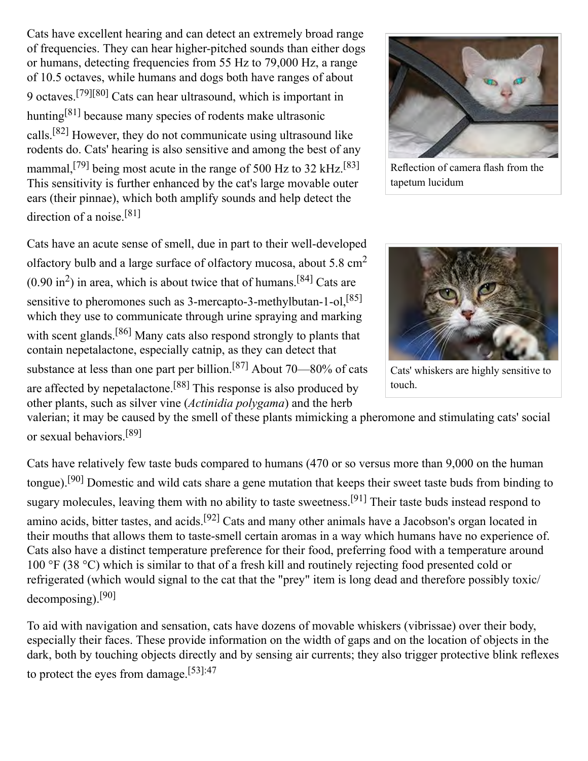Cats have excellent hearing and can detect an extremely broad range of frequencies. They can hear higher-pitched sounds than either dogs or humans, detecting frequencies from 55 Hz to 79,000 Hz, a range of 10.5 octaves, while humans and dogs both have ranges of about 9 octaves.[79][80] Cats can hear ultrasound, which is important in hunting[81] because many species of rodents make ultrasonic calls.[82] However, they do not communicate using ultrasound like rodents do. Cats' hearing is also sensitive and among the best of any mammal,[79] being most acute in the range of 500 Hz to 32 kHz.[83] This sensitivity is further enhanced by the cat's large movable outer ears (their pinnae), which both amplify sounds and help detect the direction of a noise.[81]

Reflection of camera flash from the tapetum lucidum

Cats have an acute sense of smell, due in part to their well-developed olfactory bulb and a large surface of olfactory mucosa, about 5.8 $cm^2$ (0.90 $in^2$) in area, which is about twice that of humans.[84] Cats are sensitive to pheromones such as 3-mercapto-3-methylbutan-1-ol,[85] which they use to communicate through urine spraying and marking with scent glands.[86] Many cats also respond strongly to plants that contain nepetalactone, especially catnip, as they can detect that substance at less than one part per billion.[87] About 70—80% of cats are affected by nepetalactone.[88] This response is also produced by other plants, such as silver vine (*Actinidia polygama*) and the herb valerian; it may be caused by the smell of these plants mimicking a pheromone and stimulating cats' social or sexual behaviors.[89]

Cats' whiskers are highly sensitive to touch.

Cats have relatively few taste buds compared to humans (470 or so versus more than 9,000 on the human tongue).[90] Domestic and wild cats share a gene mutation that keeps their sweet taste buds from binding to sugary molecules, leaving them with no ability to taste sweetness.[91] Their taste buds instead respond to amino acids, bitter tastes, and acids.[92] Cats and many other animals have a Jacobson's organ located in their mouths that allows them to taste-smell certain aromas in a way which humans have no experience of. Cats also have a distinct temperature preference for their food, preferring food with a temperature around 100 °F (38 °C) which is similar to that of a fresh kill and routinely rejecting food presented cold or refrigerated (which would signal to the cat that the "prey" item is long dead and therefore possibly toxic/decomposing).[90]

To aid with navigation and sensation, cats have dozens of movable whiskers (vibrissae) over their body, especially their faces. These provide information on the width of gaps and on the location of objects in the dark, both by touching objects directly and by sensing air currents; they also trigger protective blink reflexes to protect the eyes from damage.[53]:47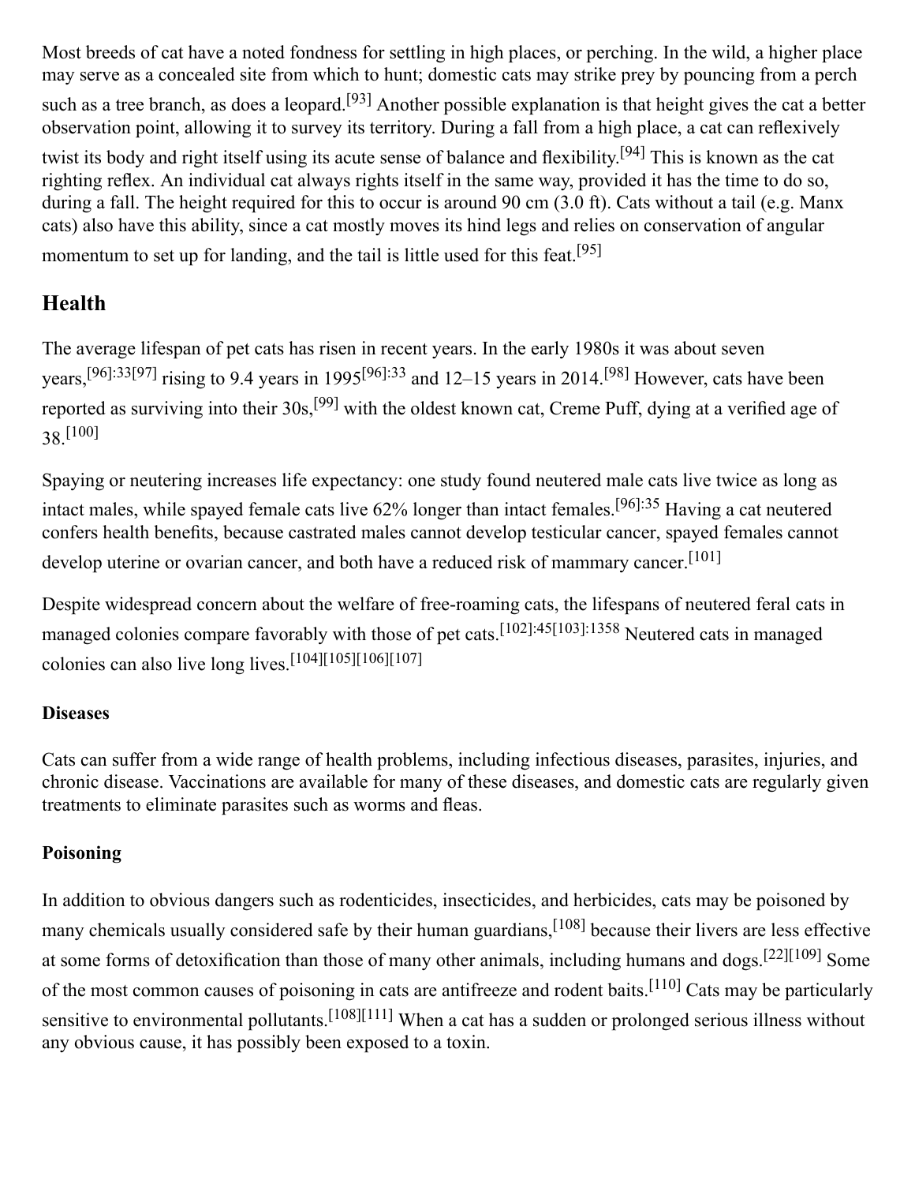Most breeds of cat have a noted fondness for settling in high places, or perching. In the wild, a higher place may serve as a concealed site from which to hunt; domestic cats may strike prey by pouncing from a perch such as a tree branch, as does a leopard.[93] Another possible explanation is that height gives the cat a better observation point, allowing it to survey its territory. During a fall from a high place, a cat can reflexively twist its body and right itself using its acute sense of balance and flexibility.[94] This is known as the cat righting reflex. An individual cat always rights itself in the same way, provided it has the time to do so, during a fall. The height required for this to occur is around 90 cm (3.0 ft). Cats without a tail (e.g. Manx cats) also have this ability, since a cat mostly moves its hind legs and relies on conservation of angular momentum to set up for landing, and the tail is little used for this feat.[95]

## Health

The average lifespan of pet cats has risen in recent years. In the early 1980s it was about seven years,[96]:33[97] rising to 9.4 years in 1995[96]:33 and 12–15 years in 2014.[98] However, cats have been reported as surviving into their 30s,[99] with the oldest known cat, Creme Puff, dying at a verified age of 38.[100]

Spaying or neutering increases life expectancy: one study found neutered male cats live twice as long as intact males, while spayed female cats live 62% longer than intact females.[96]:35 Having a cat neutered confers health benefits, because castrated males cannot develop testicular cancer, spayed females cannot develop uterine or ovarian cancer, and both have a reduced risk of mammary cancer.[101]

Despite widespread concern about the welfare of free-roaming cats, the lifespans of neutered feral cats in managed colonies compare favorably with those of pet cats.[102]:45[103]:1358 Neutered cats in managed colonies can also live long lives.[104][105][106][107]

### Diseases

Cats can suffer from a wide range of health problems, including infectious diseases, parasites, injuries, and chronic disease. Vaccinations are available for many of these diseases, and domestic cats are regularly given treatments to eliminate parasites such as worms and fleas.

### Poisoning

In addition to obvious dangers such as rodenticides, insecticides, and herbicides, cats may be poisoned by many chemicals usually considered safe by their human guardians,[108] because their livers are less effective at some forms of detoxification than those of many other animals, including humans and dogs.[22][109] Some of the most common causes of poisoning in cats are antifreeze and rodent baits.[110] Cats may be particularly sensitive to environmental pollutants.[108][111] When a cat has a sudden or prolonged serious illness without any obvious cause, it has possibly been exposed to a toxin.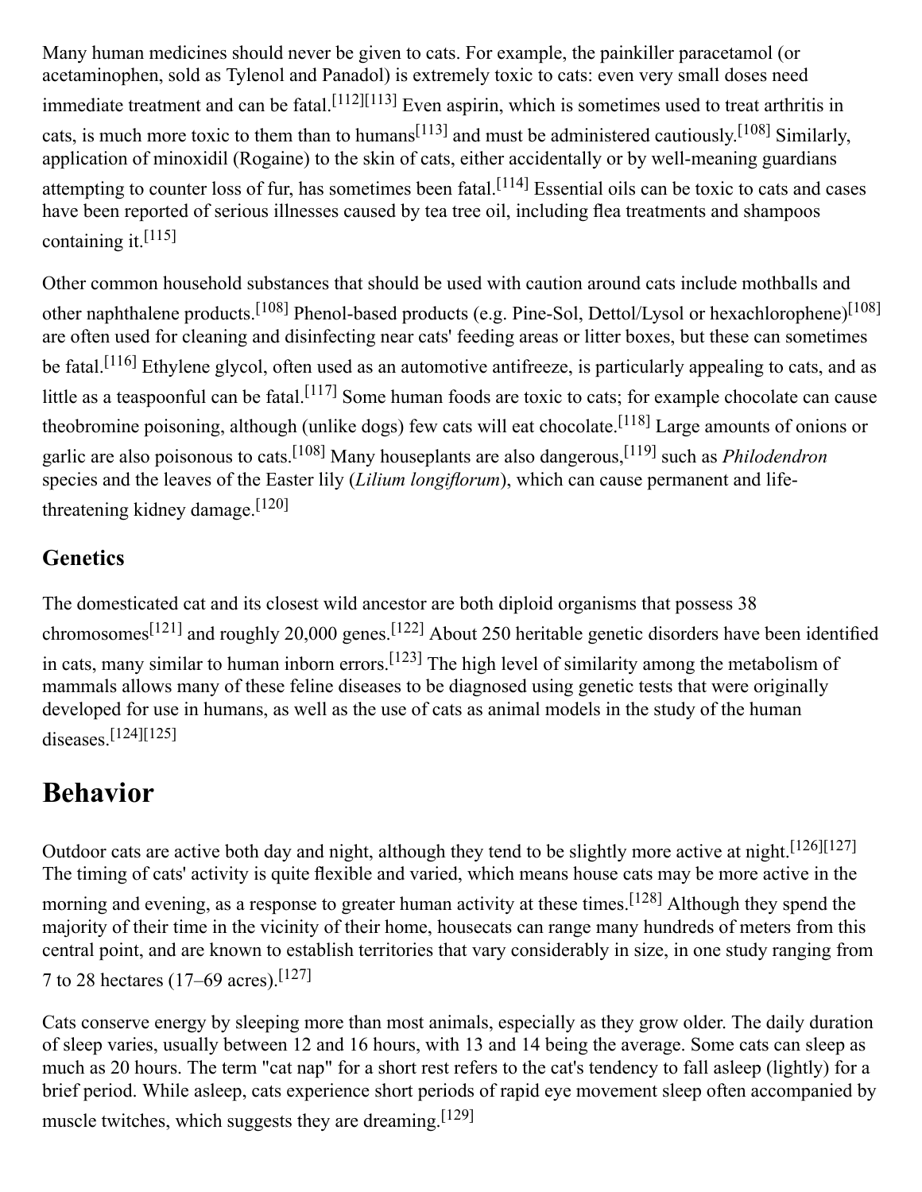Many human medicines should never be given to cats. For example, the painkiller paracetamol (or acetaminophen, sold as Tylenol and Panadol) is extremely toxic to cats: even very small doses need immediate treatment and can be fatal.[112][113] Even aspirin, which is sometimes used to treat arthritis in cats, is much more toxic to them than to humans[113] and must be administered cautiously.[108] Similarly, application of minoxidil (Rogaine) to the skin of cats, either accidentally or by well-meaning guardians attempting to counter loss of fur, has sometimes been fatal.[114] Essential oils can be toxic to cats and cases have been reported of serious illnesses caused by tea tree oil, including flea treatments and shampoos containing it.[115]

Other common household substances that should be used with caution around cats include mothballs and other naphthalene products.[108] Phenol-based products (e.g. Pine-Sol, Dettol/Lysol or hexachlorophene)[108] are often used for cleaning and disinfecting near cats' feeding areas or litter boxes, but these can sometimes be fatal.[116] Ethylene glycol, often used as an automotive antifreeze, is particularly appealing to cats, and as little as a teaspoonful can be fatal.[117] Some human foods are toxic to cats; for example chocolate can cause theobromine poisoning, although (unlike dogs) few cats will eat chocolate.[118] Large amounts of onions or garlic are also poisonous to cats.[108] Many houseplants are also dangerous,[119] such as *Philodendron* species and the leaves of the Easter lily (*Lilium longiflorum*), which can cause permanent and life-threatening kidney damage.[120]

### Genetics

The domesticated cat and its closest wild ancestor are both diploid organisms that possess 38 chromosomes[121] and roughly 20,000 genes.[122] About 250 heritable genetic disorders have been identified in cats, many similar to human inborn errors.[123] The high level of similarity among the metabolism of mammals allows many of these feline diseases to be diagnosed using genetic tests that were originally developed for use in humans, as well as the use of cats as animal models in the study of the human diseases.[124][125]

## Behavior

Outdoor cats are active both day and night, although they tend to be slightly more active at night.[126][127] The timing of cats' activity is quite flexible and varied, which means house cats may be more active in the morning and evening, as a response to greater human activity at these times.[128] Although they spend the majority of their time in the vicinity of their home, housecats can range many hundreds of meters from this central point, and are known to establish territories that vary considerably in size, in one study ranging from 7 to 28 hectares (17–69 acres).[127]

Cats conserve energy by sleeping more than most animals, especially as they grow older. The daily duration of sleep varies, usually between 12 and 16 hours, with 13 and 14 being the average. Some cats can sleep as much as 20 hours. The term "cat nap" for a short rest refers to the cat's tendency to fall asleep (lightly) for a brief period. While asleep, cats experience short periods of rapid eye movement sleep often accompanied by muscle twitches, which suggests they are dreaming.[129]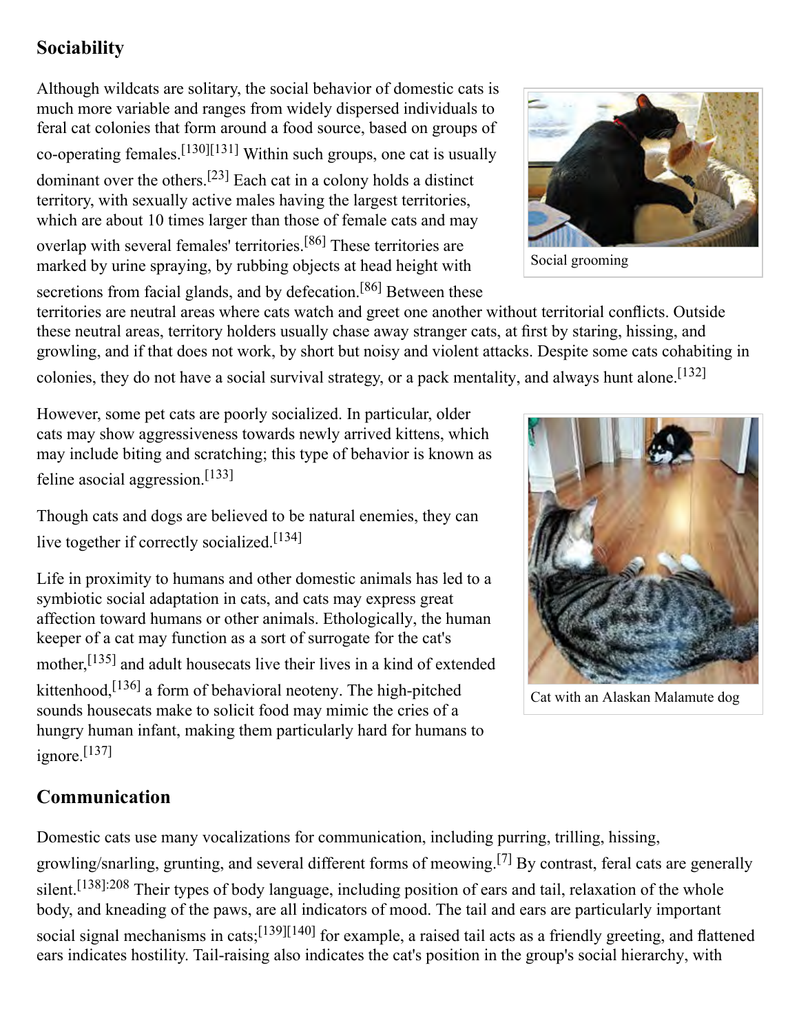## Sociability

Although wildcats are solitary, the social behavior of domestic cats is much more variable and ranges from widely dispersed individuals to feral cat colonies that form around a food source, based on groups of co-operating females.[130][131] Within such groups, one cat is usually dominant over the others.[23] Each cat in a colony holds a distinct territory, with sexually active males having the largest territories, which are about 10 times larger than those of female cats and may overlap with several females' territories.[86] These territories are marked by urine spraying, by rubbing objects at head height with secretions from facial glands, and by defecation.[86] Between these territories are neutral areas where cats watch and greet one another without territorial conflicts. Outside these neutral areas, territory holders usually chase away stranger cats, at first by staring, hissing, and growling, and if that does not work, by short but noisy and violent attacks. Despite some cats cohabiting in colonies, they do not have a social survival strategy, or a pack mentality, and always hunt alone.[132]

Social grooming

However, some pet cats are poorly socialized. In particular, older cats may show aggressiveness towards newly arrived kittens, which may include biting and scratching; this type of behavior is known as feline asocial aggression.[133]

Though cats and dogs are believed to be natural enemies, they can live together if correctly socialized.[134]

Life in proximity to humans and other domestic animals has led to a symbiotic social adaptation in cats, and cats may express great affection toward humans or other animals. Ethologically, the human keeper of a cat may function as a sort of surrogate for the cat's mother,[135] and adult housecats live their lives in a kind of extended kittenhood,[136] a form of behavioral neoteny. The high-pitched sounds housecats make to solicit food may mimic the cries of a hungry human infant, making them particularly hard for humans to ignore.[137]

Cat with an Alaskan Malamute dog

## Communication

Domestic cats use many vocalizations for communication, including purring, trilling, hissing, growling/snarling, grunting, and several different forms of meowing.[7] By contrast, feral cats are generally silent.[138]:208 Their types of body language, including position of ears and tail, relaxation of the whole body, and kneading of the paws, are all indicators of mood. The tail and ears are particularly important social signal mechanisms in cats;[139][140] for example, a raised tail acts as a friendly greeting, and flattened ears indicates hostility. Tail-raising also indicates the cat's position in the group's social hierarchy, with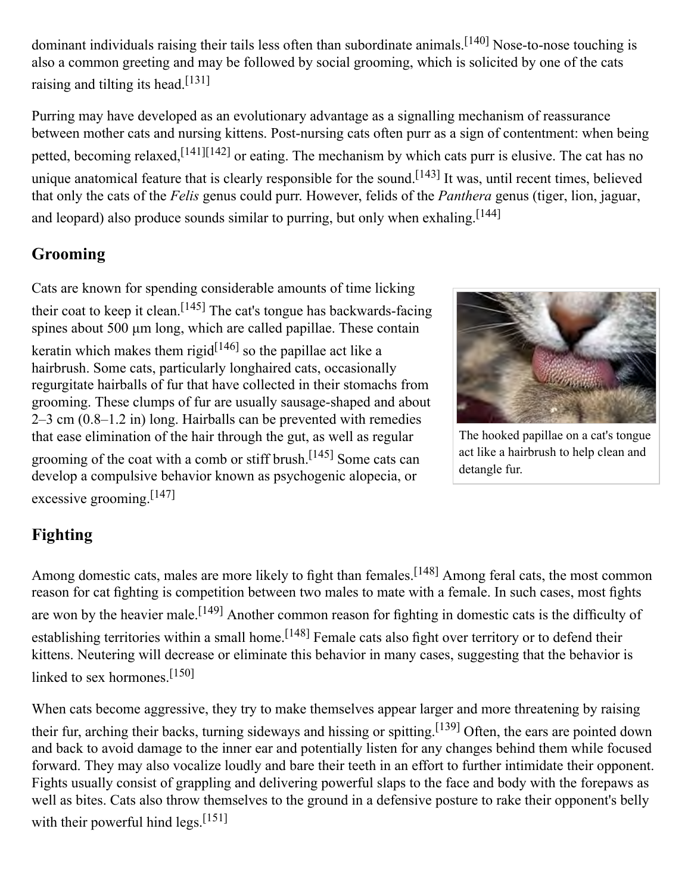dominant individuals raising their tails less often than subordinate animals.[140] Nose-to-nose touching is also a common greeting and may be followed by social grooming, which is solicited by one of the cats raising and tilting its head.[131]

Purring may have developed as an evolutionary advantage as a signalling mechanism of reassurance between mother cats and nursing kittens. Post-nursing cats often purr as a sign of contentment: when being petted, becoming relaxed,[141][142] or eating. The mechanism by which cats purr is elusive. The cat has no unique anatomical feature that is clearly responsible for the sound.[143] It was, until recent times, believed that only the cats of the *Felis* genus could purr. However, felids of the *Panthera* genus (tiger, lion, jaguar, and leopard) also produce sounds similar to purring, but only when exhaling.[144]

## Grooming

Cats are known for spending considerable amounts of time licking their coat to keep it clean.[145] The cat's tongue has backwards-facing spines about 500 μm long, which are called papillae. These contain keratin which makes them rigid[146] so the papillae act like a hairbrush. Some cats, particularly longhaired cats, occasionally regurgitate hairballs of fur that have collected in their stomachs from grooming. These clumps of fur are usually sausage-shaped and about 2–3 cm (0.8–1.2 in) long. Hairballs can be prevented with remedies that ease elimination of the hair through the gut, as well as regular grooming of the coat with a comb or stiff brush.[145] Some cats can develop a compulsive behavior known as psychogenic alopecia, or excessive grooming.[147]

The hooked papillae on a cat's tongue act like a hairbrush to help clean and detangle fur.

## Fighting

Among domestic cats, males are more likely to fight than females.[148] Among feral cats, the most common reason for cat fighting is competition between two males to mate with a female. In such cases, most fights are won by the heavier male.[149] Another common reason for fighting in domestic cats is the difficulty of establishing territories within a small home.[148] Female cats also fight over territory or to defend their kittens. Neutering will decrease or eliminate this behavior in many cases, suggesting that the behavior is linked to sex hormones.[150]

When cats become aggressive, they try to make themselves appear larger and more threatening by raising their fur, arching their backs, turning sideways and hissing or spitting.[139] Often, the ears are pointed down and back to avoid damage to the inner ear and potentially listen for any changes behind them while focused forward. They may also vocalize loudly and bare their teeth in an effort to further intimidate their opponent. Fights usually consist of grappling and delivering powerful slaps to the face and body with the forepaws as well as bites. Cats also throw themselves to the ground in a defensive posture to rake their opponent's belly with their powerful hind legs.[151]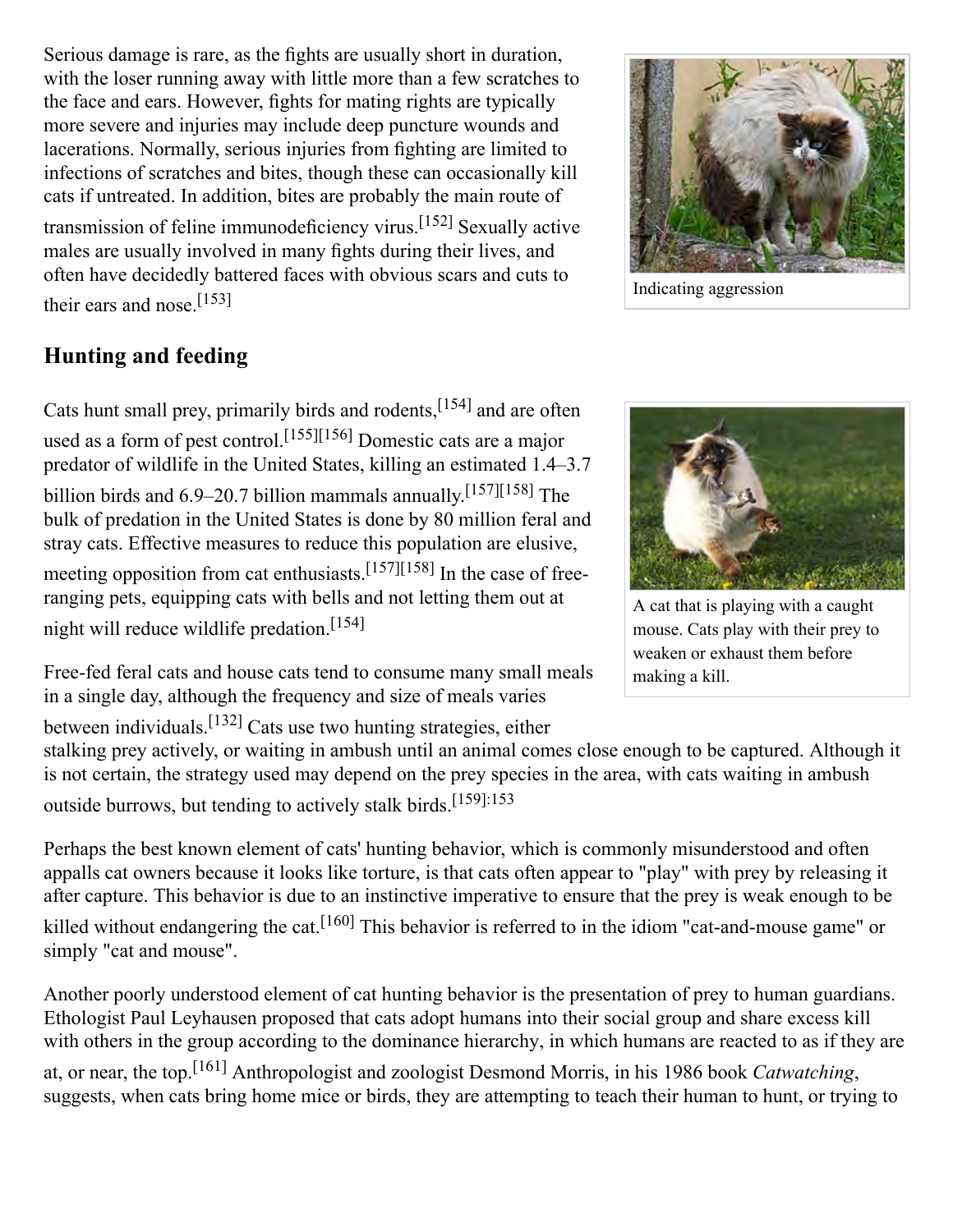Serious damage is rare, as the fights are usually short in duration, with the loser running away with little more than a few scratches to the face and ears. However, fights for mating rights are typically more severe and injuries may include deep puncture wounds and lacerations. Normally, serious injuries from fighting are limited to infections of scratches and bites, though these can occasionally kill cats if untreated. In addition, bites are probably the main route of transmission of feline immunodeficiency virus.[152] Sexually active males are usually involved in many fights during their lives, and often have decidedly battered faces with obvious scars and cuts to their ears and nose.[153]

Indicating aggression

## Hunting and feeding

Cats hunt small prey, primarily birds and rodents,[154] and are often used as a form of pest control.[155][156] Domestic cats are a major predator of wildlife in the United States, killing an estimated 1.4–3.7 billion birds and 6.9–20.7 billion mammals annually.[157][158] The bulk of predation in the United States is done by 80 million feral and stray cats. Effective measures to reduce this population are elusive, meeting opposition from cat enthusiasts.[157][158] In the case of free-ranging pets, equipping cats with bells and not letting them out at night will reduce wildlife predation.[154]

A cat that is playing with a caught mouse. Cats play with their prey to weaken or exhaust them before making a kill.

Free-fed feral cats and house cats tend to consume many small meals in a single day, although the frequency and size of meals varies between individuals.[132] Cats use two hunting strategies, either stalking prey actively, or waiting in ambush until an animal comes close enough to be captured. Although it is not certain, the strategy used may depend on the prey species in the area, with cats waiting in ambush outside burrows, but tending to actively stalk birds.[159]:153

Perhaps the best known element of cats' hunting behavior, which is commonly misunderstood and often appalls cat owners because it looks like torture, is that cats often appear to "play" with prey by releasing it after capture. This behavior is due to an instinctive imperative to ensure that the prey is weak enough to be killed without endangering the cat.[160] This behavior is referred to in the idiom "cat-and-mouse game" or simply "cat and mouse".

Another poorly understood element of cat hunting behavior is the presentation of prey to human guardians. Ethologist Paul Leyhausen proposed that cats adopt humans into their social group and share excess kill with others in the group according to the dominance hierarchy, in which humans are reacted to as if they are at, or near, the top.[161] Anthropologist and zoologist Desmond Morris, in his 1986 book *Catwatching*, suggests, when cats bring home mice or birds, they are attempting to teach their human to hunt, or trying to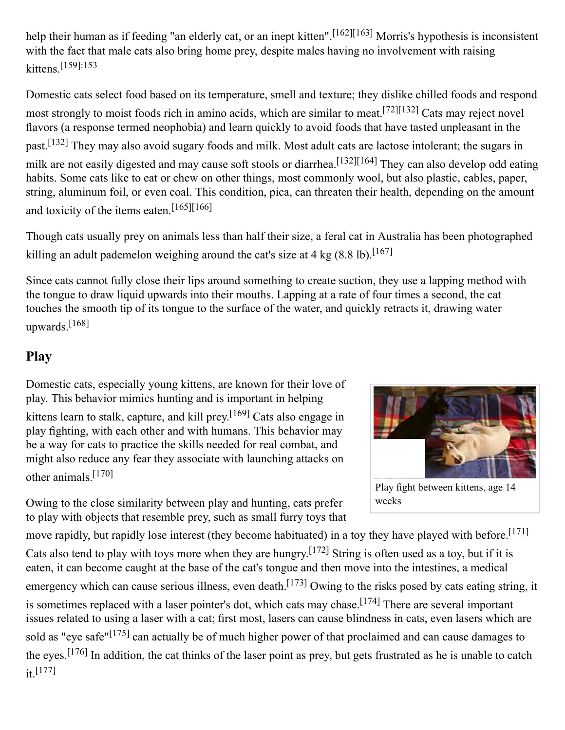help their human as if feeding "an elderly cat, or an inept kitten".[162][163] Morris's hypothesis is inconsistent with the fact that male cats also bring home prey, despite males having no involvement with raising kittens.[159]:153

Domestic cats select food based on its temperature, smell and texture; they dislike chilled foods and respond most strongly to moist foods rich in amino acids, which are similar to meat.[72][132] Cats may reject novel flavors (a response termed neophobia) and learn quickly to avoid foods that have tasted unpleasant in the past.[132] They may also avoid sugary foods and milk. Most adult cats are lactose intolerant; the sugars in milk are not easily digested and may cause soft stools or diarrhea.[132][164] They can also develop odd eating habits. Some cats like to eat or chew on other things, most commonly wool, but also plastic, cables, paper, string, aluminum foil, or even coal. This condition, pica, can threaten their health, depending on the amount and toxicity of the items eaten.[165][166]

Though cats usually prey on animals less than half their size, a feral cat in Australia has been photographed killing an adult pademelon weighing around the cat's size at 4 kg (8.8 lb).[167]

Since cats cannot fully close their lips around something to create suction, they use a lapping method with the tongue to draw liquid upwards into their mouths. Lapping at a rate of four times a second, the cat touches the smooth tip of its tongue to the surface of the water, and quickly retracts it, drawing water upwards.[168]

## Play

Domestic cats, especially young kittens, are known for their love of play. This behavior mimics hunting and is important in helping kittens learn to stalk, capture, and kill prey.[169] Cats also engage in play fighting, with each other and with humans. This behavior may be a way for cats to practice the skills needed for real combat, and might also reduce any fear they associate with launching attacks on other animals.[170]

Play fight between kittens, age 14 weeks

Owing to the close similarity between play and hunting, cats prefer to play with objects that resemble prey, such as small furry toys that move rapidly, but rapidly lose interest (they become habituated) in a toy they have played with before.[171] Cats also tend to play with toys more when they are hungry.[172] String is often used as a toy, but if it is eaten, it can become caught at the base of the cat's tongue and then move into the intestines, a medical emergency which can cause serious illness, even death.[173] Owing to the risks posed by cats eating string, it is sometimes replaced with a laser pointer's dot, which cats may chase.[174] There are several important issues related to using a laser with a cat; first most, lasers can cause blindness in cats, even lasers which are sold as "eye safe"[175] can actually be of much higher power of that proclaimed and can cause damages to the eyes.[176] In addition, the cat thinks of the laser point as prey, but gets frustrated as he is unable to catch it.[177]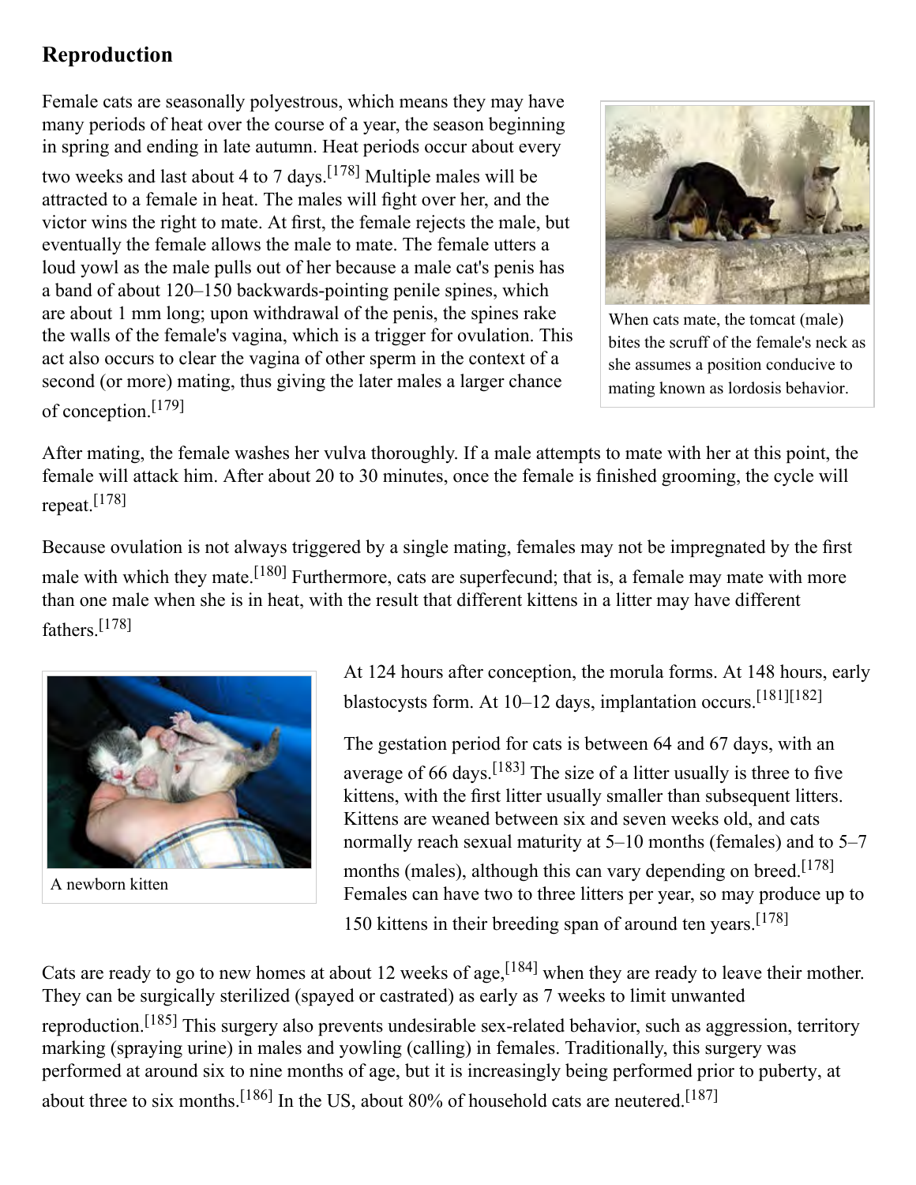## Reproduction

Female cats are seasonally polyestrous, which means they may have many periods of heat over the course of a year, the season beginning in spring and ending in late autumn. Heat periods occur about every two weeks and last about 4 to 7 days.[178] Multiple males will be attracted to a female in heat. The males will fight over her, and the victor wins the right to mate. At first, the female rejects the male, but eventually the female allows the male to mate. The female utters a loud yowl as the male pulls out of her because a male cat's penis has a band of about 120–150 backwards-pointing penile spines, which are about 1 mm long; upon withdrawal of the penis, the spines rake the walls of the female's vagina, which is a trigger for ovulation. This act also occurs to clear the vagina of other sperm in the context of a second (or more) mating, thus giving the later males a larger chance of conception.[179]

When cats mate, the tomcat (male) bites the scruff of the female's neck as she assumes a position conducive to mating known as lordosis behavior.

After mating, the female washes her vulva thoroughly. If a male attempts to mate with her at this point, the female will attack him. After about 20 to 30 minutes, once the female is finished grooming, the cycle will repeat.[178]

Because ovulation is not always triggered by a single mating, females may not be impregnated by the first male with which they mate.[180] Furthermore, cats are superfecund; that is, a female may mate with more than one male when she is in heat, with the result that different kittens in a litter may have different fathers.[178]

A newborn kitten

At 124 hours after conception, the morula forms. At 148 hours, early blastocysts form. At 10–12 days, implantation occurs.[181][182]

The gestation period for cats is between 64 and 67 days, with an average of 66 days.[183] The size of a litter usually is three to five kittens, with the first litter usually smaller than subsequent litters. Kittens are weaned between six and seven weeks old, and cats normally reach sexual maturity at 5–10 months (females) and to 5–7 months (males), although this can vary depending on breed.[178] Females can have two to three litters per year, so may produce up to 150 kittens in their breeding span of around ten years.[178]

Cats are ready to go to new homes at about 12 weeks of age,[184] when they are ready to leave their mother. They can be surgically sterilized (spayed or castrated) as early as 7 weeks to limit unwanted reproduction.[185] This surgery also prevents undesirable sex-related behavior, such as aggression, territory marking (spraying urine) in males and yowling (calling) in females. Traditionally, this surgery was performed at around six to nine months of age, but it is increasingly being performed prior to puberty, at about three to six months.[186] In the US, about 80% of household cats are neutered.[187]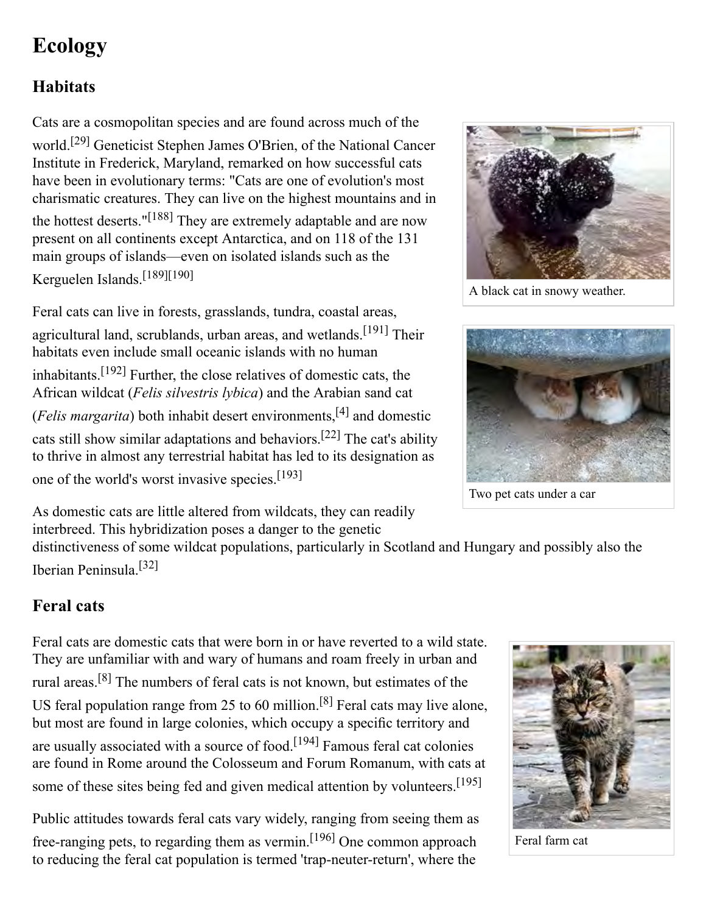# Ecology

## Habitats

Cats are a cosmopolitan species and are found across much of the world.[29] Geneticist Stephen James O'Brien, of the National Cancer Institute in Frederick, Maryland, remarked on how successful cats have been in evolutionary terms: "Cats are one of evolution's most charismatic creatures. They can live on the highest mountains and in the hottest deserts."[188] They are extremely adaptable and are now present on all continents except Antarctica, and on 118 of the 131 main groups of islands—even on isolated islands such as the Kerguelen Islands.[189][190]

A black cat in snowy weather.

Feral cats can live in forests, grasslands, tundra, coastal areas, agricultural land, scrublands, urban areas, and wetlands.[191] Their habitats even include small oceanic islands with no human inhabitants.[192] Further, the close relatives of domestic cats, the African wildcat (*Felis silvestris lybica*) and the Arabian sand cat (*Felis margarita*) both inhabit desert environments,[4] and domestic cats still show similar adaptations and behaviors.[22] The cat's ability to thrive in almost any terrestrial habitat has led to its designation as one of the world's worst invasive species.[193]

Two pet cats under a car

As domestic cats are little altered from wildcats, they can readily interbreed. This hybridization poses a danger to the genetic distinctiveness of some wildcat populations, particularly in Scotland and Hungary and possibly also the Iberian Peninsula.[32]

## Feral cats

Feral cats are domestic cats that were born in or have reverted to a wild state. They are unfamiliar with and wary of humans and roam freely in urban and rural areas.[8] The numbers of feral cats is not known, but estimates of the US feral population range from 25 to 60 million.[8] Feral cats may live alone, but most are found in large colonies, which occupy a specific territory and are usually associated with a source of food.[194] Famous feral cat colonies are found in Rome around the Colosseum and Forum Romanum, with cats at some of these sites being fed and given medical attention by volunteers.[195]

Feral farm cat

Public attitudes towards feral cats vary widely, ranging from seeing them as free-ranging pets, to regarding them as vermin.[196] One common approach to reducing the feral cat population is termed 'trap-neuter-return', where the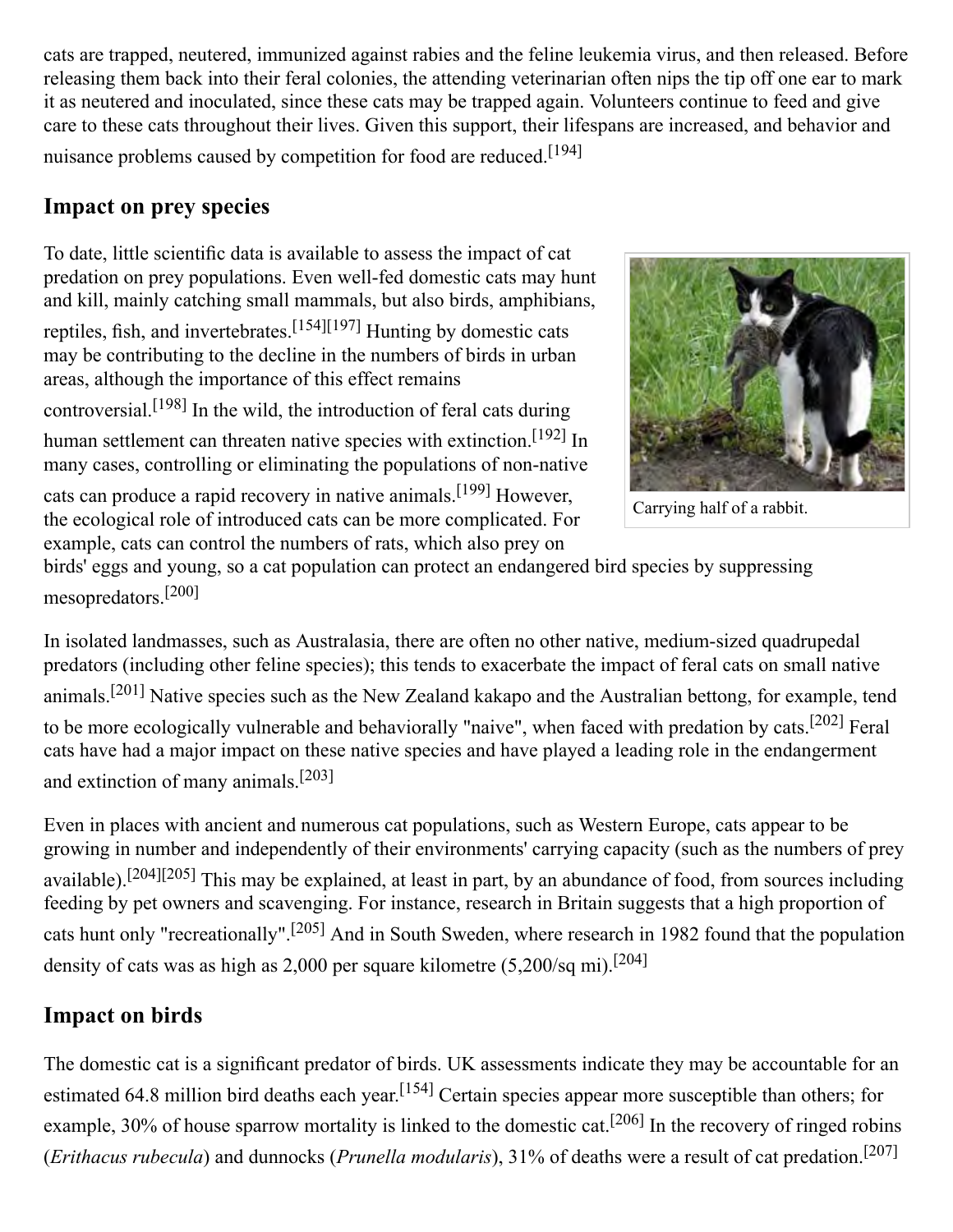cats are trapped, neutered, immunized against rabies and the feline leukemia virus, and then released. Before releasing them back into their feral colonies, the attending veterinarian often nips the tip off one ear to mark it as neutered and inoculated, since these cats may be trapped again. Volunteers continue to feed and give care to these cats throughout their lives. Given this support, their lifespans are increased, and behavior and nuisance problems caused by competition for food are reduced.[194]

## Impact on prey species

To date, little scientific data is available to assess the impact of cat predation on prey populations. Even well-fed domestic cats may hunt and kill, mainly catching small mammals, but also birds, amphibians, reptiles, fish, and invertebrates.[154][197] Hunting by domestic cats may be contributing to the decline in the numbers of birds in urban areas, although the importance of this effect remains controversial.[198] In the wild, the introduction of feral cats during human settlement can threaten native species with extinction.[192] In many cases, controlling or eliminating the populations of non-native cats can produce a rapid recovery in native animals.[199] However, the ecological role of introduced cats can be more complicated. For example, cats can control the numbers of rats, which also prey on birds' eggs and young, so a cat population can protect an endangered bird species by suppressing mesopredators.[200]

Carrying half of a rabbit.

In isolated landmasses, such as Australasia, there are often no other native, medium-sized quadrupedal predators (including other feline species); this tends to exacerbate the impact of feral cats on small native animals.[201] Native species such as the New Zealand kakapo and the Australian bettong, for example, tend to be more ecologically vulnerable and behaviorally "naive", when faced with predation by cats.[202] Feral cats have had a major impact on these native species and have played a leading role in the endangerment and extinction of many animals.[203]

Even in places with ancient and numerous cat populations, such as Western Europe, cats appear to be growing in number and independently of their environments' carrying capacity (such as the numbers of prey available).[204][205] This may be explained, at least in part, by an abundance of food, from sources including feeding by pet owners and scavenging. For instance, research in Britain suggests that a high proportion of cats hunt only "recreationally".[205] And in South Sweden, where research in 1982 found that the population density of cats was as high as 2,000 per square kilometre (5,200/sq mi).[204]

## Impact on birds

The domestic cat is a significant predator of birds. UK assessments indicate they may be accountable for an estimated 64.8 million bird deaths each year.[154] Certain species appear more susceptible than others; for example, 30% of house sparrow mortality is linked to the domestic cat.[206] In the recovery of ringed robins (*Erithacus rubecula*) and dunnocks (*Prunella modularis*), 31% of deaths were a result of cat predation.[207]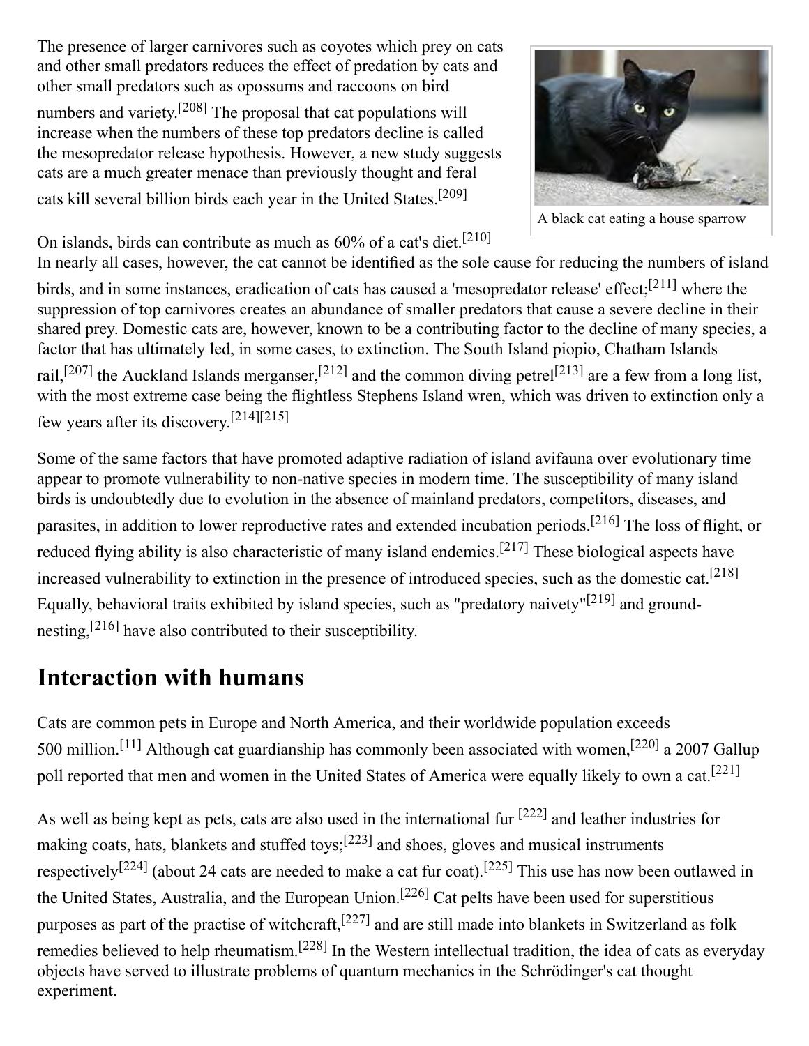The presence of larger carnivores such as coyotes which prey on cats and other small predators reduces the effect of predation by cats and other small predators such as opossums and raccoons on bird numbers and variety.[208] The proposal that cat populations will increase when the numbers of these top predators decline is called the mesopredator release hypothesis. However, a new study suggests cats are a much greater menace than previously thought and feral cats kill several billion birds each year in the United States.[209]

A black cat eating a house sparrow

On islands, birds can contribute as much as 60% of a cat's diet.[210] In nearly all cases, however, the cat cannot be identified as the sole cause for reducing the numbers of island birds, and in some instances, eradication of cats has caused a 'mesopredator release' effect;[211] where the suppression of top carnivores creates an abundance of smaller predators that cause a severe decline in their shared prey. Domestic cats are, however, known to be a contributing factor to the decline of many species, a factor that has ultimately led, in some cases, to extinction. The South Island piopio, Chatham Islands rail,[207] the Auckland Islands merganser,[212] and the common diving petrel[213] are a few from a long list, with the most extreme case being the flightless Stephens Island wren, which was driven to extinction only a few years after its discovery.[214][215]

Some of the same factors that have promoted adaptive radiation of island avifauna over evolutionary time appear to promote vulnerability to non-native species in modern time. The susceptibility of many island birds is undoubtedly due to evolution in the absence of mainland predators, competitors, diseases, and parasites, in addition to lower reproductive rates and extended incubation periods.[216] The loss of flight, or reduced flying ability is also characteristic of many island endemics.[217] These biological aspects have increased vulnerability to extinction in the presence of introduced species, such as the domestic cat.[218] Equally, behavioral traits exhibited by island species, such as "predatory naivety"[219] and ground-nesting,[216] have also contributed to their susceptibility.

## Interaction with humans

Cats are common pets in Europe and North America, and their worldwide population exceeds 500 million.[11] Although cat guardianship has commonly been associated with women,[220] a 2007 Gallup poll reported that men and women in the United States of America were equally likely to own a cat.[221]

As well as being kept as pets, cats are also used in the international fur [222] and leather industries for making coats, hats, blankets and stuffed toys;[223] and shoes, gloves and musical instruments respectively[224] (about 24 cats are needed to make a cat fur coat).[225] This use has now been outlawed in the United States, Australia, and the European Union.[226] Cat pelts have been used for superstitious purposes as part of the practise of witchcraft,[227] and are still made into blankets in Switzerland as folk remedies believed to help rheumatism.[228] In the Western intellectual tradition, the idea of cats as everyday objects have served to illustrate problems of quantum mechanics in the Schrödinger's cat thought experiment.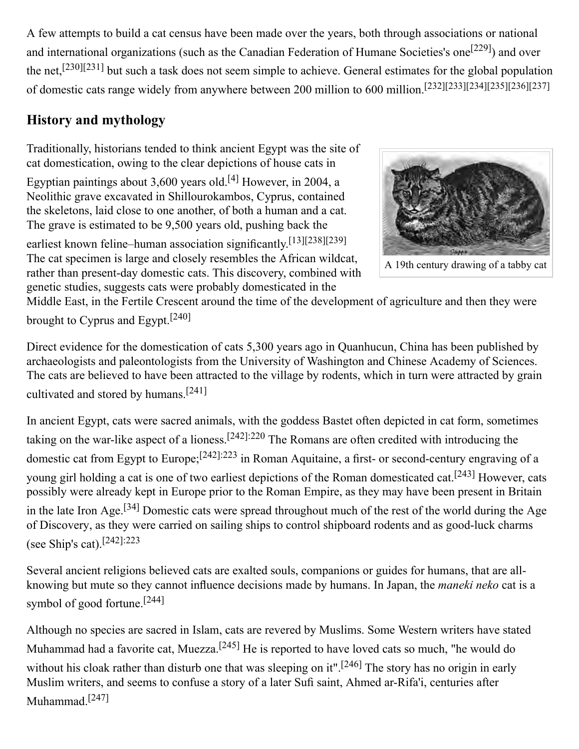A few attempts to build a cat census have been made over the years, both through associations or national and international organizations (such as the Canadian Federation of Humane Societies's one[229]) and over the net,[230][231] but such a task does not seem simple to achieve. General estimates for the global population of domestic cats range widely from anywhere between 200 million to 600 million.[232][233][234][235][236][237]

## History and mythology

Traditionally, historians tended to think ancient Egypt was the site of cat domestication, owing to the clear depictions of house cats in Egyptian paintings about 3,600 years old.[4] However, in 2004, a Neolithic grave excavated in Shillourokambos, Cyprus, contained the skeletons, laid close to one another, of both a human and a cat. The grave is estimated to be 9,500 years old, pushing back the earliest known feline–human association significantly.[13][238][239] The cat specimen is large and closely resembles the African wildcat, rather than present-day domestic cats. This discovery, combined with genetic studies, suggests cats were probably domesticated in the Middle East, in the Fertile Crescent around the time of the development of agriculture and then they were brought to Cyprus and Egypt.[240]

A 19th century drawing of a tabby cat

Direct evidence for the domestication of cats 5,300 years ago in Quanhucun, China has been published by archaeologists and paleontologists from the University of Washington and Chinese Academy of Sciences. The cats are believed to have been attracted to the village by rodents, which in turn were attracted by grain cultivated and stored by humans.[241]

In ancient Egypt, cats were sacred animals, with the goddess Bastet often depicted in cat form, sometimes taking on the war-like aspect of a lioness.[242]:220 The Romans are often credited with introducing the domestic cat from Egypt to Europe;[242]:223 in Roman Aquitaine, a first- or second-century engraving of a young girl holding a cat is one of two earliest depictions of the Roman domesticated cat.[243] However, cats possibly were already kept in Europe prior to the Roman Empire, as they may have been present in Britain in the late Iron Age.[34] Domestic cats were spread throughout much of the rest of the world during the Age of Discovery, as they were carried on sailing ships to control shipboard rodents and as good-luck charms (see Ship's cat).[242]:223

Several ancient religions believed cats are exalted souls, companions or guides for humans, that are all-knowing but mute so they cannot influence decisions made by humans. In Japan, the *maneki neko* cat is a symbol of good fortune.[244]

Although no species are sacred in Islam, cats are revered by Muslims. Some Western writers have stated Muhammad had a favorite cat, Muezza.[245] He is reported to have loved cats so much, "he would do without his cloak rather than disturb one that was sleeping on it".[246] The story has no origin in early Muslim writers, and seems to confuse a story of a later Sufi saint, Ahmed ar-Rifa'i, centuries after Muhammad.[247]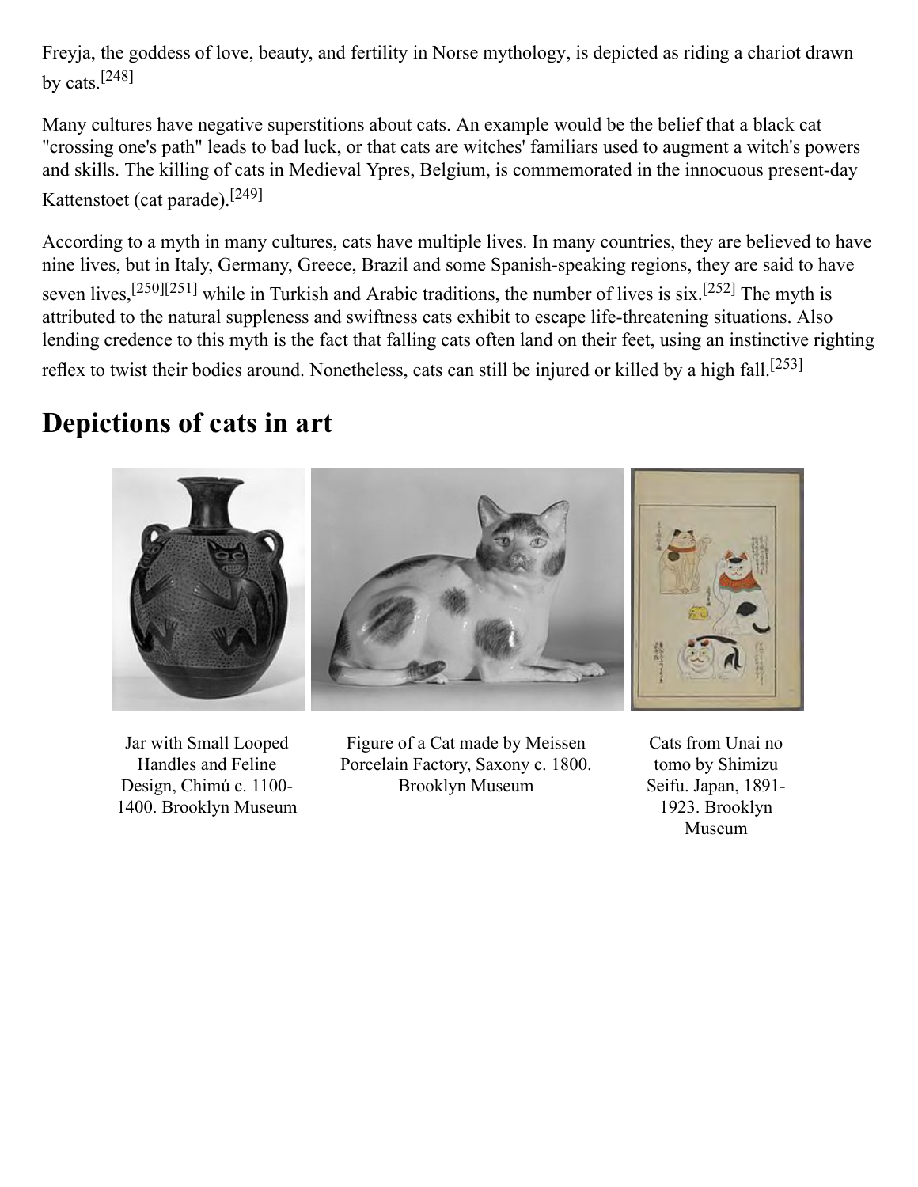Freyja, the goddess of love, beauty, and fertility in Norse mythology, is depicted as riding a chariot drawn by cats.[248]

Many cultures have negative superstitions about cats. An example would be the belief that a black cat "crossing one's path" leads to bad luck, or that cats are witches' familiars used to augment a witch's powers and skills. The killing of cats in Medieval Ypres, Belgium, is commemorated in the innocuous present-day Kattenstoet (cat parade).[249]

According to a myth in many cultures, cats have multiple lives. In many countries, they are believed to have nine lives, but in Italy, Germany, Greece, Brazil and some Spanish-speaking regions, they are said to have seven lives,[250][251] while in Turkish and Arabic traditions, the number of lives is six.[252] The myth is attributed to the natural suppleness and swiftness cats exhibit to escape life-threatening situations. Also lending credence to this myth is the fact that falling cats often land on their feet, using an instinctive righting reflex to twist their bodies around. Nonetheless, cats can still be injured or killed by a high fall.[253]

## Depictions of cats in art

Jar with Small Looped Handles and Feline Design, Chimú c. 1100-1400. Brooklyn Museum

Figure of a Cat made by Meissen Porcelain Factory, Saxony c. 1800. Brooklyn Museum

Cats from Unai no tomo by Shimizu Seifu. Japan, 1891-1923. Brooklyn Museum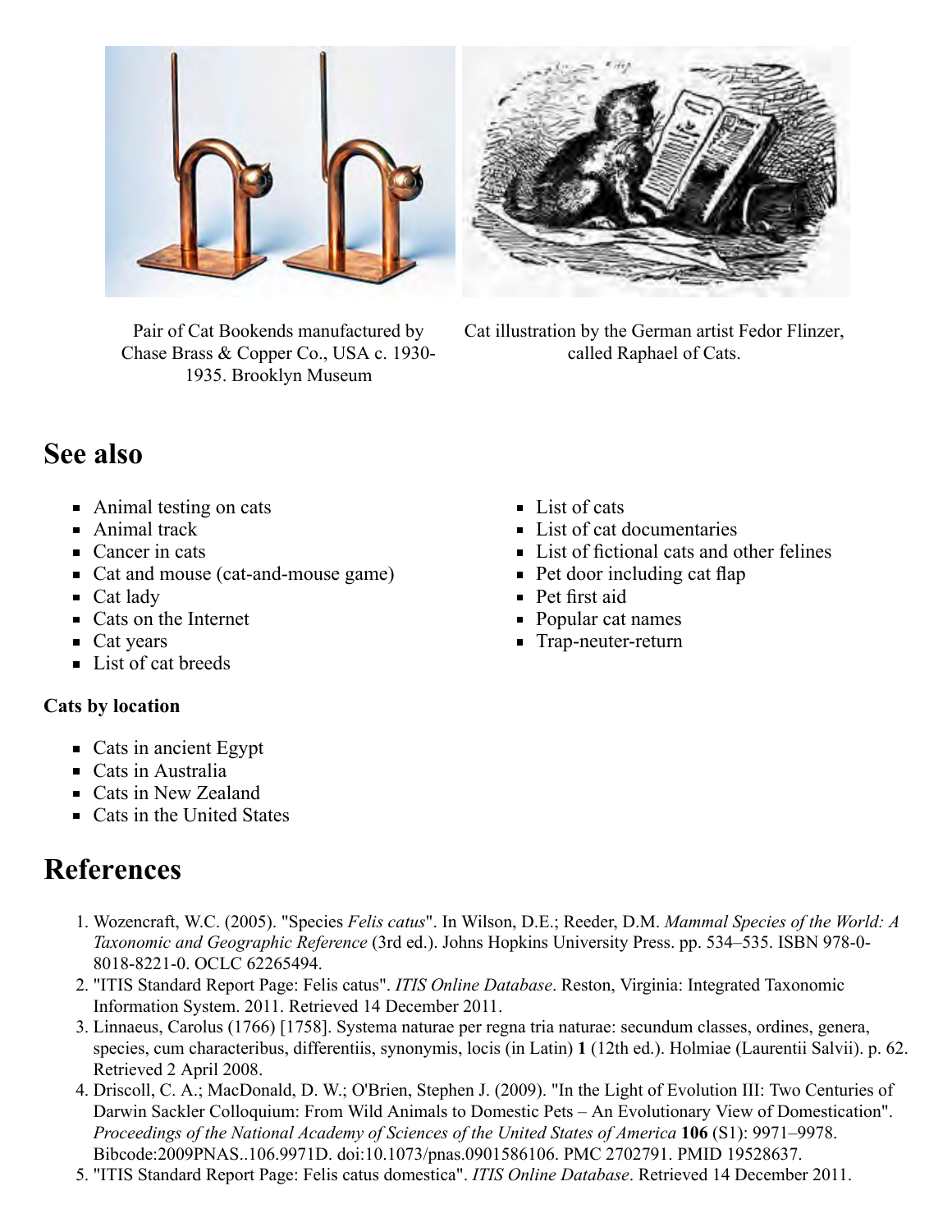Pair of Cat Bookends manufactured by Chase Brass & Copper Co., USA c. 1930-1935. Brooklyn Museum

Cat illustration by the German artist Fedor Flinzer, called Raphael of Cats.

## See also

- Animal testing on cats
- Animal track
- Cancer in cats
- Cat and mouse (cat-and-mouse game)
- Cat lady
- Cats on the Internet
- Cat years
- List of cat breeds
- List of cats
- List of cat documentaries
- List of fictional cats and other felines
- Pet door including cat flap
- Pet first aid
- Popular cat names
- Trap-neuter-return

### Cats by location

- Cats in ancient Egypt
- Cats in Australia
- Cats in New Zealand
- Cats in the United States

## References

1. Wozencraft, W.C. (2005). "Species *Felis catus*". In Wilson, D.E.; Reeder, D.M. *Mammal Species of the World: A Taxonomic and Geographic Reference* (3rd ed.). Johns Hopkins University Press. pp. 534–535. ISBN 978-0-8018-8221-0. OCLC 62265494.
2. "ITIS Standard Report Page: Felis catus". *ITIS Online Database*. Reston, Virginia: Integrated Taxonomic Information System. 2011. Retrieved 14 December 2011.
3. Linnaeus, Carolus (1766) [1758]. Systema naturae per regna tria naturae: secundum classes, ordines, genera, species, cum characteribus, differentiis, synonymis, locis (in Latin) **1** (12th ed.). Holmiae (Laurentii Salvii). p. 62. Retrieved 2 April 2008.
4. Driscoll, C. A.; MacDonald, D. W.; O'Brien, Stephen J. (2009). "In the Light of Evolution III: Two Centuries of Darwin Sackler Colloquium: From Wild Animals to Domestic Pets – An Evolutionary View of Domestication". *Proceedings of the National Academy of Sciences of the United States of America* **106** (S1): 9971–9978. Bibcode:2009PNAS..106.9971D. doi:10.1073/pnas.0901586106. PMC 2702791. PMID 19528637.
5. "ITIS Standard Report Page: Felis catus domestica". *ITIS Online Database*. Retrieved 14 December 2011.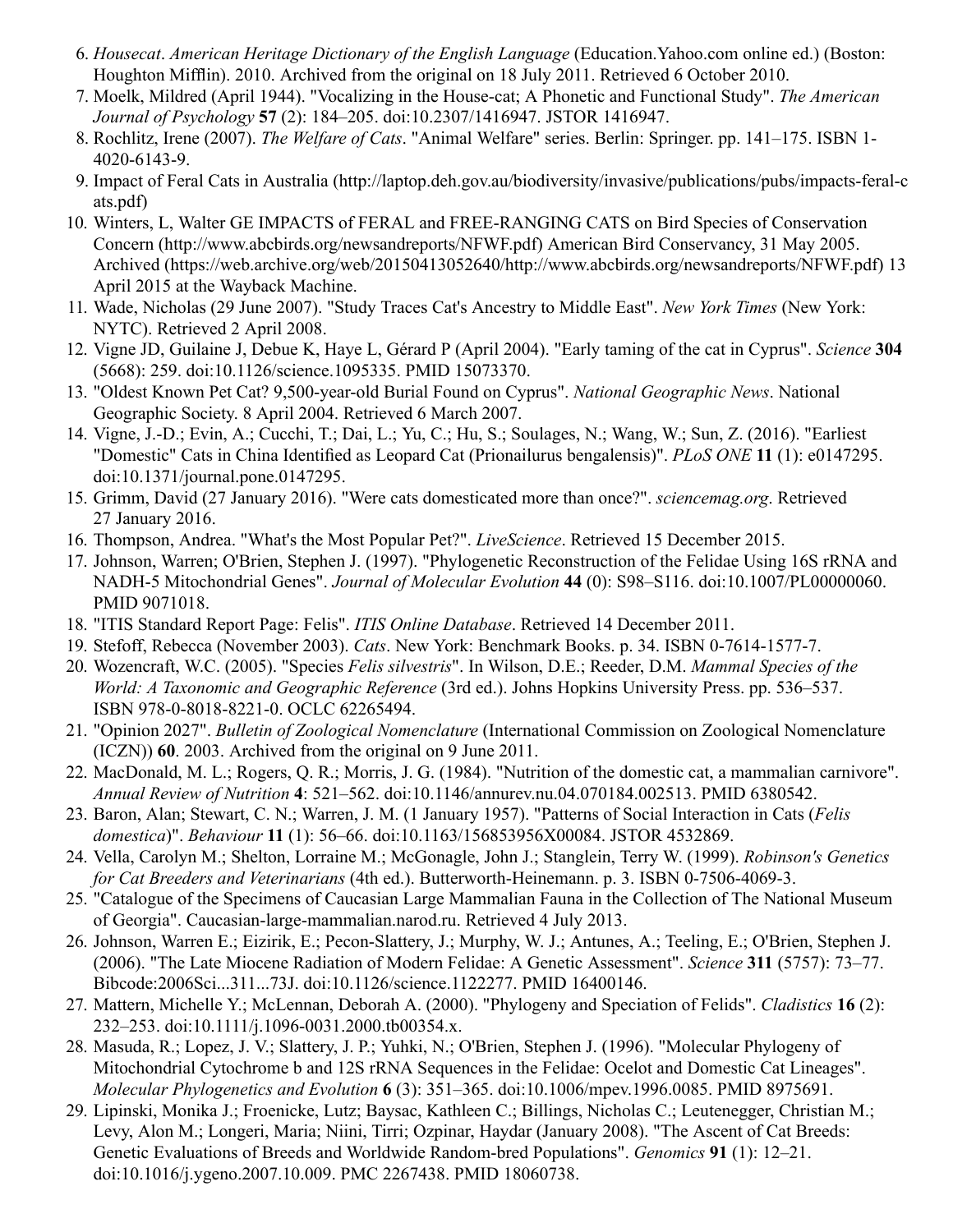6. *Housecat*. *American Heritage Dictionary of the English Language* (Education.Yahoo.com online ed.) (Boston: Houghton Mifflin). 2010. Archived from the original on 18 July 2011. Retrieved 6 October 2010.
7. Moelk, Mildred (April 1944). "Vocalizing in the House-cat; A Phonetic and Functional Study". *The American Journal of Psychology* **57** (2): 184–205. doi:10.2307/1416947. JSTOR 1416947.
8. Rochlitz, Irene (2007). *The Welfare of Cats*. "Animal Welfare" series. Berlin: Springer. pp. 141–175. ISBN 1-4020-6143-9.
9. Impact of Feral Cats in Australia (http://laptop.deh.gov.au/biodiversity/invasive/publications/pubs/impacts-feral-cats.pdf)
10. Winters, L, Walter GE IMPACTS of FERAL and FREE-RANGING CATS on Bird Species of Conservation Concern (http://www.abcbirds.org/newsandreports/NFWF.pdf) American Bird Conservancy, 31 May 2005. Archived (https://web.archive.org/web/20150413052640/http://www.abcbirds.org/newsandreports/NFWF.pdf) 13 April 2015 at the Wayback Machine.
11. Wade, Nicholas (29 June 2007). "Study Traces Cat's Ancestry to Middle East". *New York Times* (New York: NYTC). Retrieved 2 April 2008.
12. Vigne JD, Guilaine J, Debue K, Haye L, Gérard P (April 2004). "Early taming of the cat in Cyprus". *Science* **304** (5668): 259. doi:10.1126/science.1095335. PMID 15073370.
13. "Oldest Known Pet Cat? 9,500-year-old Burial Found on Cyprus". *National Geographic News*. National Geographic Society. 8 April 2004. Retrieved 6 March 2007.
14. Vigne, J.-D.; Evin, A.; Cucchi, T.; Dai, L.; Yu, C.; Hu, S.; Soulages, N.; Wang, W.; Sun, Z. (2016). "Earliest "Domestic" Cats in China Identified as Leopard Cat (Prionailurus bengalensis)". *PLoS ONE* **11** (1): e0147295. doi:10.1371/journal.pone.0147295.
15. Grimm, David (27 January 2016). "Were cats domesticated more than once?". *sciencemag.org*. Retrieved 27 January 2016.
16. Thompson, Andrea. "What's the Most Popular Pet?". *LiveScience*. Retrieved 15 December 2015.
17. Johnson, Warren; O'Brien, Stephen J. (1997). "Phylogenetic Reconstruction of the Felidae Using 16S rRNA and NADH-5 Mitochondrial Genes". *Journal of Molecular Evolution* **44** (0): S98–S116. doi:10.1007/PL00000060. PMID 9071018.
18. "ITIS Standard Report Page: Felis". *ITIS Online Database*. Retrieved 14 December 2011.
19. Stefoff, Rebecca (November 2003). *Cats*. New York: Benchmark Books. p. 34. ISBN 0-7614-1577-7.
20. Wozencraft, W.C. (2005). "Species *Felis silvestris*". In Wilson, D.E.; Reeder, D.M. *Mammal Species of the World: A Taxonomic and Geographic Reference* (3rd ed.). Johns Hopkins University Press. pp. 536–537. ISBN 978-0-8018-8221-0. OCLC 62265494.
21. "Opinion 2027". *Bulletin of Zoological Nomenclature* (International Commission on Zoological Nomenclature (ICZN)) **60**. 2003. Archived from the original on 9 June 2011.
22. MacDonald, M. L.; Rogers, Q. R.; Morris, J. G. (1984). "Nutrition of the domestic cat, a mammalian carnivore". *Annual Review of Nutrition* **4**: 521–562. doi:10.1146/annurev.nu.04.070184.002513. PMID 6380542.
23. Baron, Alan; Stewart, C. N.; Warren, J. M. (1 January 1957). "Patterns of Social Interaction in Cats (*Felis domestica*)". *Behaviour* **11** (1): 56–66. doi:10.1163/156853956X00084. JSTOR 4532869.
24. Vella, Carolyn M.; Shelton, Lorraine M.; McGonagle, John J.; Stanglein, Terry W. (1999). *Robinson's Genetics for Cat Breeders and Veterinarians* (4th ed.). Butterworth-Heinemann. p. 3. ISBN 0-7506-4069-3.
25. "Catalogue of the Specimens of Caucasian Large Mammalian Fauna in the Collection of The National Museum of Georgia". Caucasian-large-mammalian.narod.ru. Retrieved 4 July 2013.
26. Johnson, Warren E.; Eizirik, E.; Pecon-Slattery, J.; Murphy, W. J.; Antunes, A.; Teeling, E.; O'Brien, Stephen J. (2006). "The Late Miocene Radiation of Modern Felidae: A Genetic Assessment". *Science* **311** (5757): 73–77. Bibcode:2006Sci...311...73J. doi:10.1126/science.1122277. PMID 16400146.
27. Mattern, Michelle Y.; McLennan, Deborah A. (2000). "Phylogeny and Speciation of Felids". *Cladistics* **16** (2): 232–253. doi:10.1111/j.1096-0031.2000.tb00354.x.
28. Masuda, R.; Lopez, J. V.; Slattery, J. P.; Yuhki, N.; O'Brien, Stephen J. (1996). "Molecular Phylogeny of Mitochondrial Cytochrome b and 12S rRNA Sequences in the Felidae: Ocelot and Domestic Cat Lineages". *Molecular Phylogenetics and Evolution* **6** (3): 351–365. doi:10.1006/mpev.1996.0085. PMID 8975691.
29. Lipinski, Monika J.; Froenicke, Lutz; Baysac, Kathleen C.; Billings, Nicholas C.; Leutenegger, Christian M.; Levy, Alon M.; Longeri, Maria; Niini, Tirri; Ozpinar, Haydar (January 2008). "The Ascent of Cat Breeds: Genetic Evaluations of Breeds and Worldwide Random-bred Populations". *Genomics* **91** (1): 12–21. doi:10.1016/j.ygeno.2007.10.009. PMC 2267438. PMID 18060738.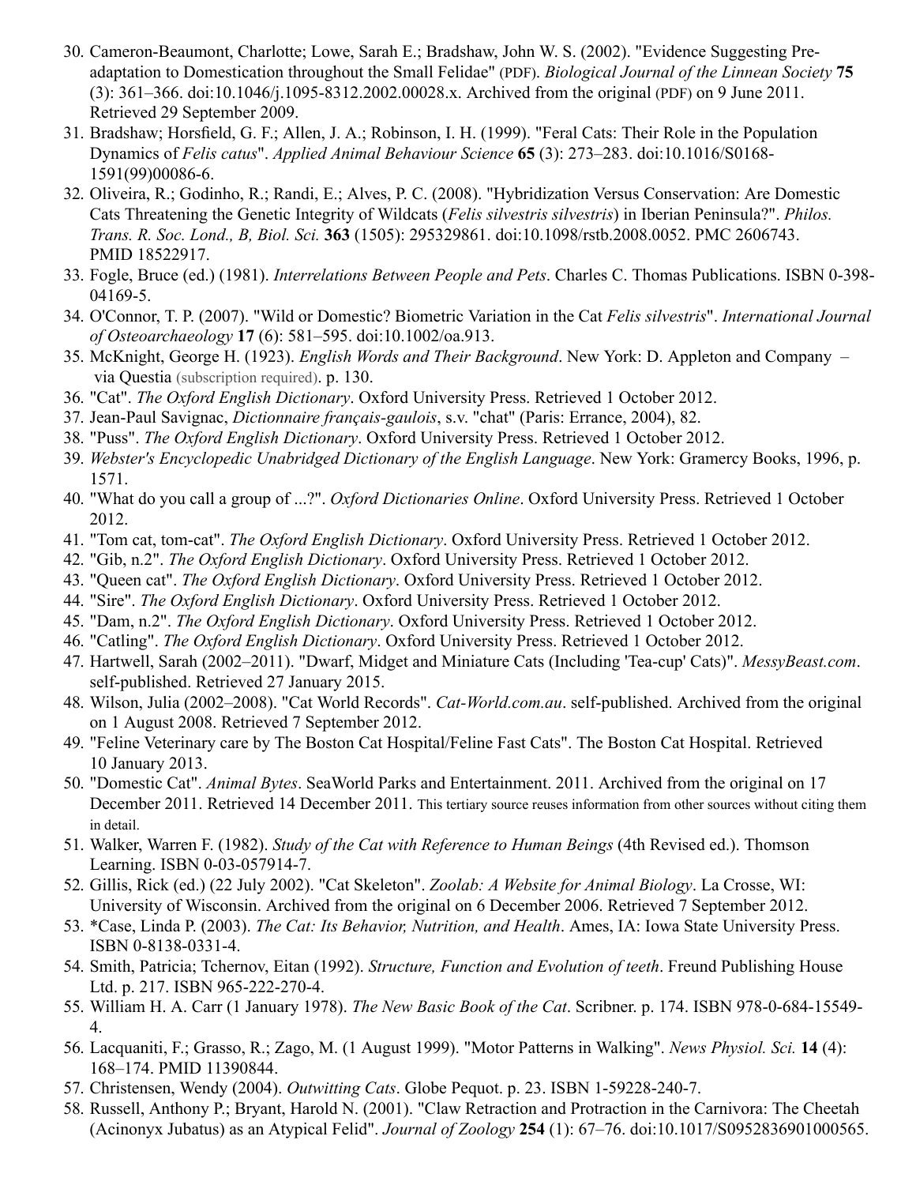30. Cameron-Beaumont, Charlotte; Lowe, Sarah E.; Bradshaw, John W. S. (2002). "Evidence Suggesting Pre-adaptation to Domestication throughout the Small Felidae" (PDF). *Biological Journal of the Linnean Society* **75** (3): 361–366. doi:10.1046/j.1095-8312.2002.00028.x. Archived from the original (PDF) on 9 June 2011. Retrieved 29 September 2009.
31. Bradshaw; Horsfield, G. F.; Allen, J. A.; Robinson, I. H. (1999). "Feral Cats: Their Role in the Population Dynamics of *Felis catus*". *Applied Animal Behaviour Science* **65** (3): 273–283. doi:10.1016/S0168-1591(99)00086-6.
32. Oliveira, R.; Godinho, R.; Randi, E.; Alves, P. C. (2008). "Hybridization Versus Conservation: Are Domestic Cats Threatening the Genetic Integrity of Wildcats (*Felis silvestris silvestris*) in Iberian Peninsula?". *Philos. Trans. R. Soc. Lond., B, Biol. Sci.* **363** (1505): 295329861. doi:10.1098/rstb.2008.0052. PMC 2606743. PMID 18522917.
33. Fogle, Bruce (ed.) (1981). *Interrelations Between People and Pets*. Charles C. Thomas Publications. ISBN 0-398-04169-5.
34. O'Connor, T. P. (2007). "Wild or Domestic? Biometric Variation in the Cat *Felis silvestris*". *International Journal of Osteoarchaeology* **17** (6): 581–595. doi:10.1002/oa.913.
35. McKnight, George H. (1923). *English Words and Their Background*. New York: D. Appleton and Company – via Questia (subscription required). p. 130.
36. "Cat". *The Oxford English Dictionary*. Oxford University Press. Retrieved 1 October 2012.
37. Jean-Paul Savignac, *Dictionnaire français-gaulois*, s.v. "chat" (Paris: Errance, 2004), 82.
38. "Puss". *The Oxford English Dictionary*. Oxford University Press. Retrieved 1 October 2012.
39. *Webster's Encyclopedic Unabridged Dictionary of the English Language*. New York: Gramercy Books, 1996, p. 1571.
40. "What do you call a group of ...?". *Oxford Dictionaries Online*. Oxford University Press. Retrieved 1 October 2012.
41. "Tom cat, tom-cat". *The Oxford English Dictionary*. Oxford University Press. Retrieved 1 October 2012.
42. "Gib, n.2". *The Oxford English Dictionary*. Oxford University Press. Retrieved 1 October 2012.
43. "Queen cat". *The Oxford English Dictionary*. Oxford University Press. Retrieved 1 October 2012.
44. "Sire". *The Oxford English Dictionary*. Oxford University Press. Retrieved 1 October 2012.
45. "Dam, n.2". *The Oxford English Dictionary*. Oxford University Press. Retrieved 1 October 2012.
46. "Catling". *The Oxford English Dictionary*. Oxford University Press. Retrieved 1 October 2012.
47. Hartwell, Sarah (2002–2011). "Dwarf, Midget and Miniature Cats (Including 'Tea-cup' Cats)". *MessyBeast.com*. self-published. Retrieved 27 January 2015.
48. Wilson, Julia (2002–2008). "Cat World Records". *Cat-World.com.au*. self-published. Archived from the original on 1 August 2008. Retrieved 7 September 2012.
49. "Feline Veterinary care by The Boston Cat Hospital/Feline Fast Cats". The Boston Cat Hospital. Retrieved 10 January 2013.
50. "Domestic Cat". *Animal Bytes*. SeaWorld Parks and Entertainment. 2011. Archived from the original on 17 December 2011. Retrieved 14 December 2011. This tertiary source reuses information from other sources without citing them in detail.
51. Walker, Warren F. (1982). *Study of the Cat with Reference to Human Beings* (4th Revised ed.). Thomson Learning. ISBN 0-03-057914-7.
52. Gillis, Rick (ed.) (22 July 2002). "Cat Skeleton". *Zoolab: A Website for Animal Biology*. La Crosse, WI: University of Wisconsin. Archived from the original on 6 December 2006. Retrieved 7 September 2012.
53. *Case, Linda P. (2003). *The Cat: Its Behavior, Nutrition, and Health*. Ames, IA: Iowa State University Press. ISBN 0-8138-0331-4.
54. Smith, Patricia; Tchernov, Eitan (1992). *Structure, Function and Evolution of teeth*. Freund Publishing House Ltd. p. 217. ISBN 965-222-270-4.
55. William H. A. Carr (1 January 1978). *The New Basic Book of the Cat*. Scribner. p. 174. ISBN 978-0-684-15549-4.
56. Lacquaniti, F.; Grasso, R.; Zago, M. (1 August 1999). "Motor Patterns in Walking". *News Physiol. Sci.* **14** (4): 168–174. PMID 11390844.
57. Christensen, Wendy (2004). *Outwitting Cats*. Globe Pequot. p. 23. ISBN 1-59228-240-7.
58. Russell, Anthony P.; Bryant, Harold N. (2001). "Claw Retraction and Protraction in the Carnivora: The Cheetah (Acinonyx Jubatus) as an Atypical Felid". *Journal of Zoology* **254** (1): 67–76. doi:10.1017/S0952836901000565.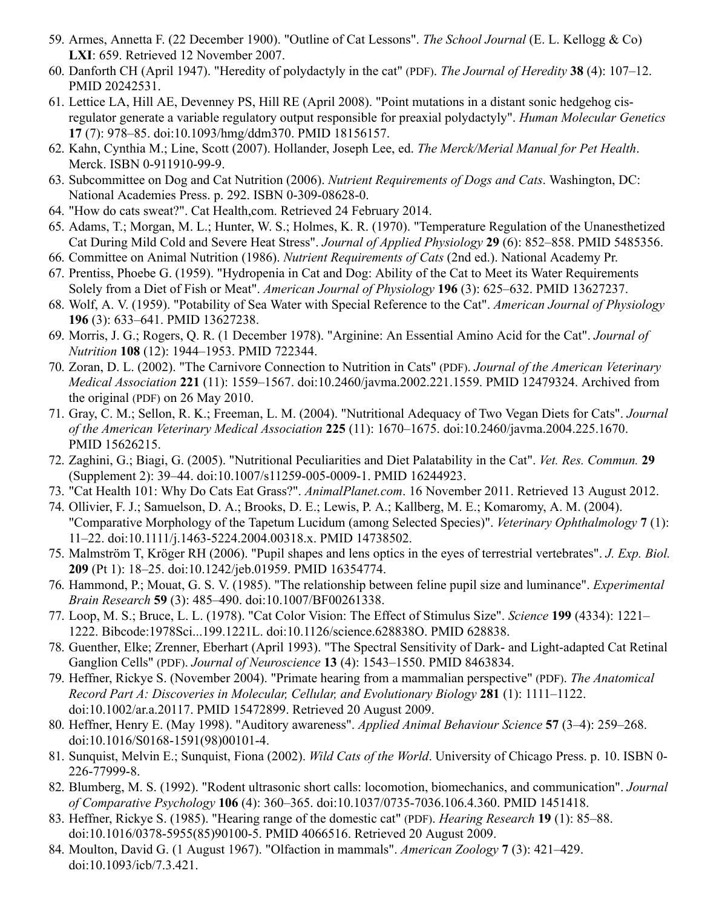59. Armes, Annetta F. (22 December 1900). "Outline of Cat Lessons". *The School Journal* (E. L. Kellogg & Co) **LXI**: 659. Retrieved 12 November 2007.
60. Danforth CH (April 1947). "Heredity of polydactyly in the cat" (PDF). *The Journal of Heredity* **38** (4): 107–12. PMID 20242531.
61. Lettice LA, Hill AE, Devenney PS, Hill RE (April 2008). "Point mutations in a distant sonic hedgehog cis-regulator generate a variable regulatory output responsible for preaxial polydactyly". *Human Molecular Genetics* **17** (7): 978–85. doi:10.1093/hmg/ddm370. PMID 18156157.
62. Kahn, Cynthia M.; Line, Scott (2007). Hollander, Joseph Lee, ed. *The Merck/Merial Manual for Pet Health*. Merck. ISBN 0-911910-99-9.
63. Subcommittee on Dog and Cat Nutrition (2006). *Nutrient Requirements of Dogs and Cats*. Washington, DC: National Academies Press. p. 292. ISBN 0-309-08628-0.
64. "How do cats sweat?". Cat Health,com. Retrieved 24 February 2014.
65. Adams, T.; Morgan, M. L.; Hunter, W. S.; Holmes, K. R. (1970). "Temperature Regulation of the Unanesthetized Cat During Mild Cold and Severe Heat Stress". *Journal of Applied Physiology* **29** (6): 852–858. PMID 5485356.
66. Committee on Animal Nutrition (1986). *Nutrient Requirements of Cats* (2nd ed.). National Academy Pr.
67. Prentiss, Phoebe G. (1959). "Hydropenia in Cat and Dog: Ability of the Cat to Meet its Water Requirements Solely from a Diet of Fish or Meat". *American Journal of Physiology* **196** (3): 625–632. PMID 13627237.
68. Wolf, A. V. (1959). "Potability of Sea Water with Special Reference to the Cat". *American Journal of Physiology* **196** (3): 633–641. PMID 13627238.
69. Morris, J. G.; Rogers, Q. R. (1 December 1978). "Arginine: An Essential Amino Acid for the Cat". *Journal of Nutrition* **108** (12): 1944–1953. PMID 722344.
70. Zoran, D. L. (2002). "The Carnivore Connection to Nutrition in Cats" (PDF). *Journal of the American Veterinary Medical Association* **221** (11): 1559–1567. doi:10.2460/javma.2002.221.1559. PMID 12479324. Archived from the original (PDF) on 26 May 2010.
71. Gray, C. M.; Sellon, R. K.; Freeman, L. M. (2004). "Nutritional Adequacy of Two Vegan Diets for Cats". *Journal of the American Veterinary Medical Association* **225** (11): 1670–1675. doi:10.2460/javma.2004.225.1670. PMID 15626215.
72. Zaghini, G.; Biagi, G. (2005). "Nutritional Peculiarities and Diet Palatability in the Cat". *Vet. Res. Commun.* **29** (Supplement 2): 39–44. doi:10.1007/s11259-005-0009-1. PMID 16244923.
73. "Cat Health 101: Why Do Cats Eat Grass?". *AnimalPlanet.com*. 16 November 2011. Retrieved 13 August 2012.
74. Ollivier, F. J.; Samuelson, D. A.; Brooks, D. E.; Lewis, P. A.; Kallberg, M. E.; Komaromy, A. M. (2004). "Comparative Morphology of the Tapetum Lucidum (among Selected Species)". *Veterinary Ophthalmology* **7** (1): 11–22. doi:10.1111/j.1463-5224.2004.00318.x. PMID 14738502.
75. Malmström T, Kröger RH (2006). "Pupil shapes and lens optics in the eyes of terrestrial vertebrates". *J. Exp. Biol.* **209** (Pt 1): 18–25. doi:10.1242/jeb.01959. PMID 16354774.
76. Hammond, P.; Mouat, G. S. V. (1985). "The relationship between feline pupil size and luminance". *Experimental Brain Research* **59** (3): 485–490. doi:10.1007/BF00261338.
77. Loop, M. S.; Bruce, L. L. (1978). "Cat Color Vision: The Effect of Stimulus Size". *Science* **199** (4334): 1221–1222. Bibcode:1978Sci...199.1221L. doi:10.1126/science.628838O. PMID 628838.
78. Guenther, Elke; Zrenner, Eberhart (April 1993). "The Spectral Sensitivity of Dark- and Light-adapted Cat Retinal Ganglion Cells" (PDF). *Journal of Neuroscience* **13** (4): 1543–1550. PMID 8463834.
79. Heffner, Rickye S. (November 2004). "Primate hearing from a mammalian perspective" (PDF). *The Anatomical Record Part A: Discoveries in Molecular, Cellular, and Evolutionary Biology* **281** (1): 1111–1122. doi:10.1002/ar.a.20117. PMID 15472899. Retrieved 20 August 2009.
80. Heffner, Henry E. (May 1998). "Auditory awareness". *Applied Animal Behaviour Science* **57** (3–4): 259–268. doi:10.1016/S0168-1591(98)00101-4.
81. Sunquist, Melvin E.; Sunquist, Fiona (2002). *Wild Cats of the World*. University of Chicago Press. p. 10. ISBN 0-226-77999-8.
82. Blumberg, M. S. (1992). "Rodent ultrasonic short calls: locomotion, biomechanics, and communication". *Journal of Comparative Psychology* **106** (4): 360–365. doi:10.1037/0735-7036.106.4.360. PMID 1451418.
83. Heffner, Rickye S. (1985). "Hearing range of the domestic cat" (PDF). *Hearing Research* **19** (1): 85–88. doi:10.1016/0378-5955(85)90100-5. PMID 4066516. Retrieved 20 August 2009.
84. Moulton, David G. (1 August 1967). "Olfaction in mammals". *American Zoology* **7** (3): 421–429. doi:10.1093/icb/7.3.421.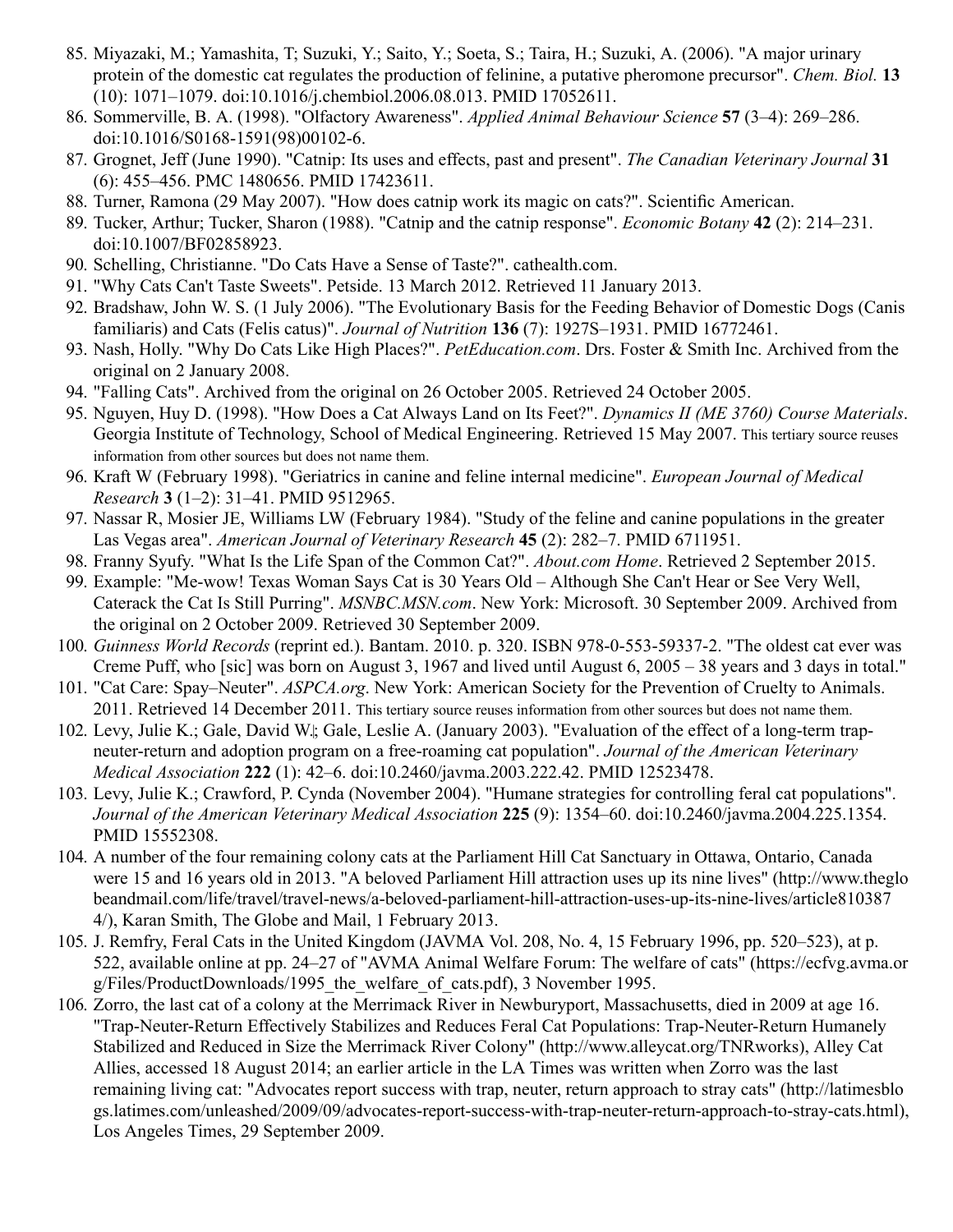85. Miyazaki, M.; Yamashita, T; Suzuki, Y.; Saito, Y.; Soeta, S.; Taira, H.; Suzuki, A. (2006). "A major urinary protein of the domestic cat regulates the production of felinine, a putative pheromone precursor". *Chem. Biol.* **13** (10): 1071–1079. doi:10.1016/j.chembiol.2006.08.013. PMID 17052611.
86. Sommerville, B. A. (1998). "Olfactory Awareness". *Applied Animal Behaviour Science* **57** (3–4): 269–286. doi:10.1016/S0168-1591(98)00102-6.
87. Grognet, Jeff (June 1990). "Catnip: Its uses and effects, past and present". *The Canadian Veterinary Journal* **31** (6): 455–456. PMC 1480656. PMID 17423611.
88. Turner, Ramona (29 May 2007). "How does catnip work its magic on cats?". Scientific American.
89. Tucker, Arthur; Tucker, Sharon (1988). "Catnip and the catnip response". *Economic Botany* **42** (2): 214–231. doi:10.1007/BF02858923.
90. Schelling, Christianne. "Do Cats Have a Sense of Taste?". cathealth.com.
91. "Why Cats Can't Taste Sweets". Petside. 13 March 2012. Retrieved 11 January 2013.
92. Bradshaw, John W. S. (1 July 2006). "The Evolutionary Basis for the Feeding Behavior of Domestic Dogs (Canis familiaris) and Cats (Felis catus)". *Journal of Nutrition* **136** (7): 1927S–1931. PMID 16772461.
93. Nash, Holly. "Why Do Cats Like High Places?". *PetEducation.com*. Drs. Foster & Smith Inc. Archived from the original on 2 January 2008.
94. "Falling Cats". Archived from the original on 26 October 2005. Retrieved 24 October 2005.
95. Nguyen, Huy D. (1998). "How Does a Cat Always Land on Its Feet?". *Dynamics II (ME 3760) Course Materials*. Georgia Institute of Technology, School of Medical Engineering. Retrieved 15 May 2007. This tertiary source reuses information from other sources but does not name them.
96. Kraft W (February 1998). "Geriatrics in canine and feline internal medicine". *European Journal of Medical Research* **3** (1–2): 31–41. PMID 9512965.
97. Nassar R, Mosier JE, Williams LW (February 1984). "Study of the feline and canine populations in the greater Las Vegas area". *American Journal of Veterinary Research* **45** (2): 282–7. PMID 6711951.
98. Franny Syufy. "What Is the Life Span of the Common Cat?". *About.com Home*. Retrieved 2 September 2015.
99. Example: "Me-wow! Texas Woman Says Cat is 30 Years Old – Although She Can't Hear or See Very Well, Caterack the Cat Is Still Purring". *MSNBC.MSN.com*. New York: Microsoft. 30 September 2009. Archived from the original on 2 October 2009. Retrieved 30 September 2009.
100. *Guinness World Records* (reprint ed.). Bantam. 2010. p. 320. ISBN 978-0-553-59337-2. "The oldest cat ever was Creme Puff, who [sic] was born on August 3, 1967 and lived until August 6, 2005 – 38 years and 3 days in total."
101. "Cat Care: Spay–Neuter". *ASPCA.org*. New York: American Society for the Prevention of Cruelty to Animals. 2011. Retrieved 14 December 2011. This tertiary source reuses information from other sources but does not name them.
102. Levy, Julie K.; Gale, David W.; Gale, Leslie A. (January 2003). "Evaluation of the effect of a long-term trap-neuter-return and adoption program on a free-roaming cat population". *Journal of the American Veterinary Medical Association* **222** (1): 42–6. doi:10.2460/javma.2003.222.42. PMID 12523478.
103. Levy, Julie K.; Crawford, P. Cynda (November 2004). "Humane strategies for controlling feral cat populations". *Journal of the American Veterinary Medical Association* **225** (9): 1354–60. doi:10.2460/javma.2004.225.1354. PMID 15552308.
104. A number of the four remaining colony cats at the Parliament Hill Cat Sanctuary in Ottawa, Ontario, Canada were 15 and 16 years old in 2013. "A beloved Parliament Hill attraction uses up its nine lives" (http://www.theglobeandmail.com/life/travel/travel-news/a-beloved-parliament-hill-attraction-uses-up-its-nine-lives/article8103874/), Karan Smith, The Globe and Mail, 1 February 2013.
105. J. Remfry, Feral Cats in the United Kingdom (JAVMA Vol. 208, No. 4, 15 February 1996, pp. 520–523), at p. 522, available online at pp. 24–27 of "AVMA Animal Welfare Forum: The welfare of cats" (https://ecfvg.avma.org/Files/ProductDownloads/1995_the_welfare_of_cats.pdf), 3 November 1995.
106. Zorro, the last cat of a colony at the Merrimack River in Newburyport, Massachusetts, died in 2009 at age 16. "Trap-Neuter-Return Effectively Stabilizes and Reduces Feral Cat Populations: Trap-Neuter-Return Humanely Stabilized and Reduced in Size the Merrimack River Colony" (http://www.alleycat.org/TNRworks), Alley Cat Allies, accessed 18 August 2014; an earlier article in the LA Times was written when Zorro was the last remaining living cat: "Advocates report success with trap, neuter, return approach to stray cats" (http://latimesblogs.latimes.com/unleashed/2009/09/advocates-report-success-with-trap-neuter-return-approach-to-stray-cats.html), Los Angeles Times, 29 September 2009.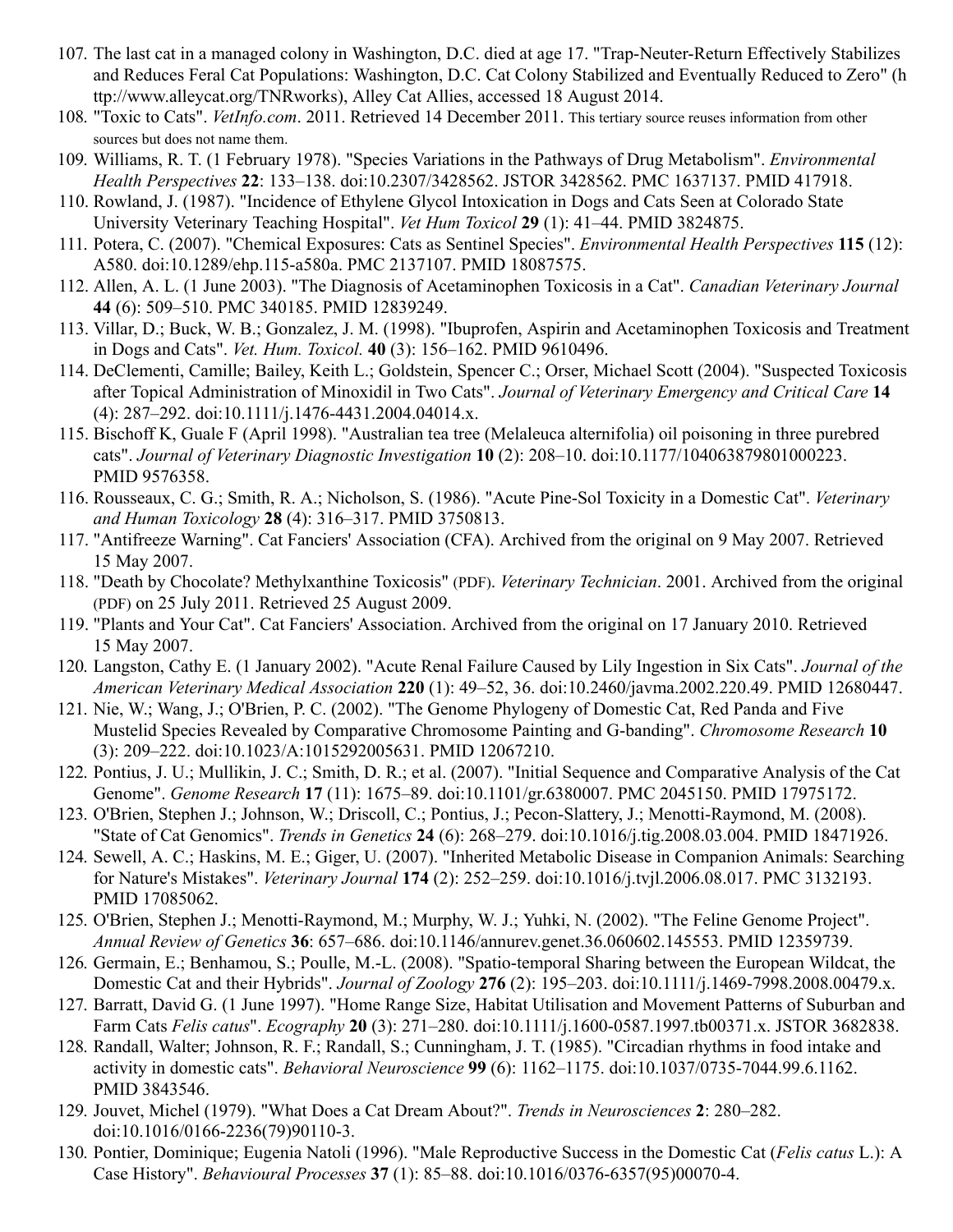107. The last cat in a managed colony in Washington, D.C. died at age 17. "Trap-Neuter-Return Effectively Stabilizes and Reduces Feral Cat Populations: Washington, D.C. Cat Colony Stabilized and Eventually Reduced to Zero" (http://www.alleycat.org/TNRworks), Alley Cat Allies, accessed 18 August 2014.
108. "Toxic to Cats". *VetInfo.com*. 2011. Retrieved 14 December 2011. This tertiary source reuses information from other sources but does not name them.
109. Williams, R. T. (1 February 1978). "Species Variations in the Pathways of Drug Metabolism". *Environmental Health Perspectives* **22**: 133–138. doi:10.2307/3428562. JSTOR 3428562. PMC 1637137. PMID 417918.
110. Rowland, J. (1987). "Incidence of Ethylene Glycol Intoxication in Dogs and Cats Seen at Colorado State University Veterinary Teaching Hospital". *Vet Hum Toxicol* **29** (1): 41–44. PMID 3824875.
111. Potera, C. (2007). "Chemical Exposures: Cats as Sentinel Species". *Environmental Health Perspectives* **115** (12): A580. doi:10.1289/ehp.115-a580a. PMC 2137107. PMID 18087575.
112. Allen, A. L. (1 June 2003). "The Diagnosis of Acetaminophen Toxicosis in a Cat". *Canadian Veterinary Journal* **44** (6): 509–510. PMC 340185. PMID 12839249.
113. Villar, D.; Buck, W. B.; Gonzalez, J. M. (1998). "Ibuprofen, Aspirin and Acetaminophen Toxicosis and Treatment in Dogs and Cats". *Vet. Hum. Toxicol.* **40** (3): 156–162. PMID 9610496.
114. DeClementi, Camille; Bailey, Keith L.; Goldstein, Spencer C.; Orser, Michael Scott (2004). "Suspected Toxicosis after Topical Administration of Minoxidil in Two Cats". *Journal of Veterinary Emergency and Critical Care* **14** (4): 287–292. doi:10.1111/j.1476-4431.2004.04014.x.
115. Bischoff K, Guale F (April 1998). "Australian tea tree (Melaleuca alternifolia) oil poisoning in three purebred cats". *Journal of Veterinary Diagnostic Investigation* **10** (2): 208–10. doi:10.1177/104063879801000223. PMID 9576358.
116. Rousseaux, C. G.; Smith, R. A.; Nicholson, S. (1986). "Acute Pine-Sol Toxicity in a Domestic Cat". *Veterinary and Human Toxicology* **28** (4): 316–317. PMID 3750813.
117. "Antifreeze Warning". Cat Fanciers' Association (CFA). Archived from the original on 9 May 2007. Retrieved 15 May 2007.
118. "Death by Chocolate? Methylxanthine Toxicosis" (PDF). *Veterinary Technician*. 2001. Archived from the original (PDF) on 25 July 2011. Retrieved 25 August 2009.
119. "Plants and Your Cat". Cat Fanciers' Association. Archived from the original on 17 January 2010. Retrieved 15 May 2007.
120. Langston, Cathy E. (1 January 2002). "Acute Renal Failure Caused by Lily Ingestion in Six Cats". *Journal of the American Veterinary Medical Association* **220** (1): 49–52, 36. doi:10.2460/javma.2002.220.49. PMID 12680447.
121. Nie, W.; Wang, J.; O'Brien, P. C. (2002). "The Genome Phylogeny of Domestic Cat, Red Panda and Five Mustelid Species Revealed by Comparative Chromosome Painting and G-banding". *Chromosome Research* **10** (3): 209–222. doi:10.1023/A:1015292005631. PMID 12067210.
122. Pontius, J. U.; Mullikin, J. C.; Smith, D. R.; et al. (2007). "Initial Sequence and Comparative Analysis of the Cat Genome". *Genome Research* **17** (11): 1675–89. doi:10.1101/gr.6380007. PMC 2045150. PMID 17975172.
123. O'Brien, Stephen J.; Johnson, W.; Driscoll, C.; Pontius, J.; Pecon-Slattery, J.; Menotti-Raymond, M. (2008). "State of Cat Genomics". *Trends in Genetics* **24** (6): 268–279. doi:10.1016/j.tig.2008.03.004. PMID 18471926.
124. Sewell, A. C.; Haskins, M. E.; Giger, U. (2007). "Inherited Metabolic Disease in Companion Animals: Searching for Nature's Mistakes". *Veterinary Journal* **174** (2): 252–259. doi:10.1016/j.tvjl.2006.08.017. PMC 3132193. PMID 17085062.
125. O'Brien, Stephen J.; Menotti-Raymond, M.; Murphy, W. J.; Yuhki, N. (2002). "The Feline Genome Project". *Annual Review of Genetics* **36**: 657–686. doi:10.1146/annurev.genet.36.060602.145553. PMID 12359739.
126. Germain, E.; Benhamou, S.; Poulle, M.-L. (2008). "Spatio-temporal Sharing between the European Wildcat, the Domestic Cat and their Hybrids". *Journal of Zoology* **276** (2): 195–203. doi:10.1111/j.1469-7998.2008.00479.x.
127. Barratt, David G. (1 June 1997). "Home Range Size, Habitat Utilisation and Movement Patterns of Suburban and Farm Cats *Felis catus*". *Ecography* **20** (3): 271–280. doi:10.1111/j.1600-0587.1997.tb00371.x. JSTOR 3682838.
128. Randall, Walter; Johnson, R. F.; Randall, S.; Cunningham, J. T. (1985). "Circadian rhythms in food intake and activity in domestic cats". *Behavioral Neuroscience* **99** (6): 1162–1175. doi:10.1037/0735-7044.99.6.1162. PMID 3843546.
129. Jouvet, Michel (1979). "What Does a Cat Dream About?". *Trends in Neurosciences* **2**: 280–282. doi:10.1016/0166-2236(79)90110-3.
130. Pontier, Dominique; Eugenia Natoli (1996). "Male Reproductive Success in the Domestic Cat (*Felis catus* L.): A Case History". *Behavioural Processes* **37** (1): 85–88. doi:10.1016/0376-6357(95)00070-4.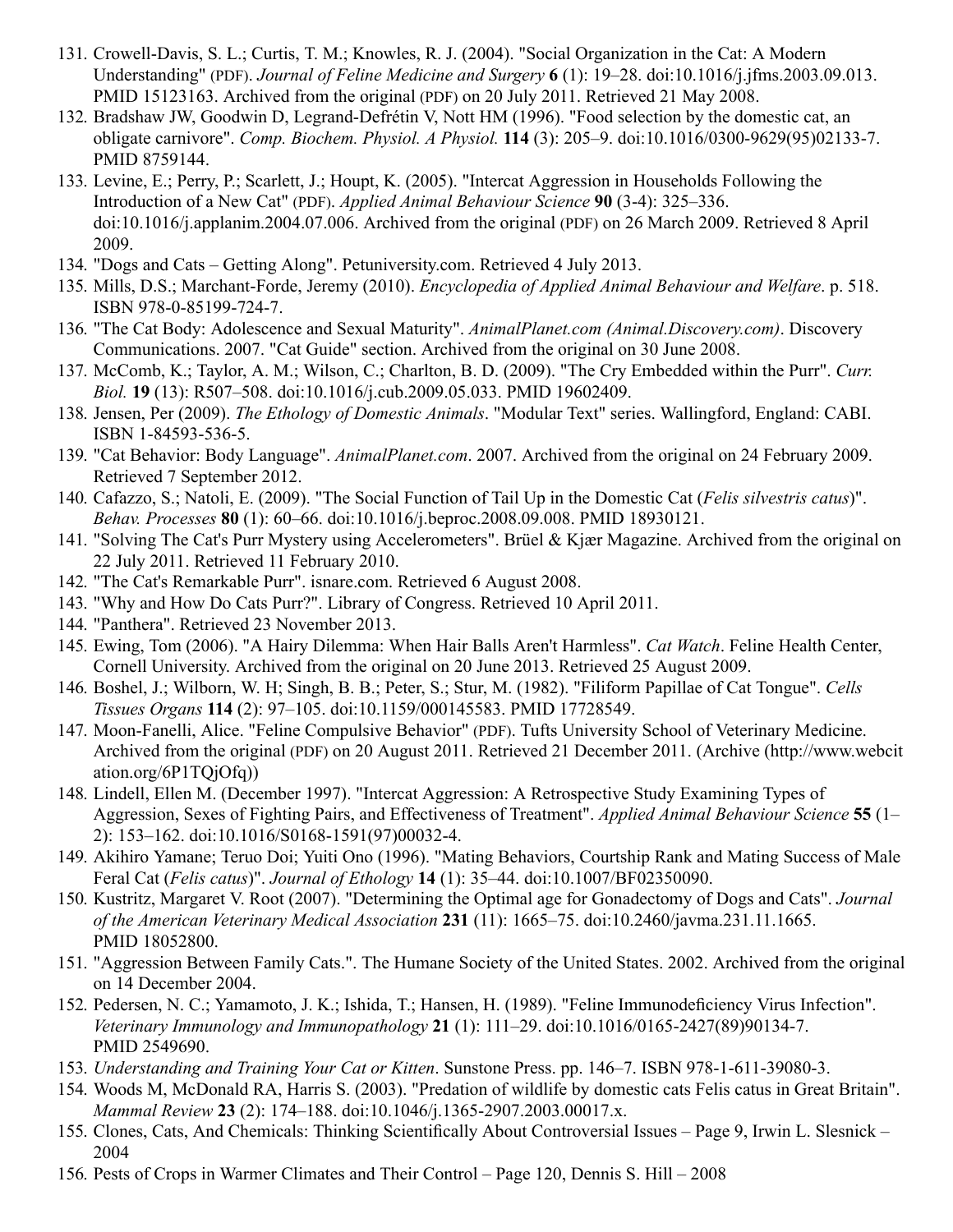131. Crowell-Davis, S. L.; Curtis, T. M.; Knowles, R. J. (2004). "Social Organization in the Cat: A Modern Understanding" (PDF). *Journal of Feline Medicine and Surgery* **6** (1): 19–28. doi:10.1016/j.jfms.2003.09.013. PMID 15123163. Archived from the original (PDF) on 20 July 2011. Retrieved 21 May 2008.
132. Bradshaw JW, Goodwin D, Legrand-Defrétin V, Nott HM (1996). "Food selection by the domestic cat, an obligate carnivore". *Comp. Biochem. Physiol. A Physiol.* **114** (3): 205–9. doi:10.1016/0300-9629(95)02133-7. PMID 8759144.
133. Levine, E.; Perry, P.; Scarlett, J.; Houpt, K. (2005). "Intercat Aggression in Households Following the Introduction of a New Cat" (PDF). *Applied Animal Behaviour Science* **90** (3-4): 325–336. doi:10.1016/j.applanim.2004.07.006. Archived from the original (PDF) on 26 March 2009. Retrieved 8 April 2009.
134. "Dogs and Cats – Getting Along". Petuniversity.com. Retrieved 4 July 2013.
135. Mills, D.S.; Marchant-Forde, Jeremy (2010). *Encyclopedia of Applied Animal Behaviour and Welfare*. p. 518. ISBN 978-0-85199-724-7.
136. "The Cat Body: Adolescence and Sexual Maturity". *AnimalPlanet.com (Animal.Discovery.com)*. Discovery Communications. 2007. "Cat Guide" section. Archived from the original on 30 June 2008.
137. McComb, K.; Taylor, A. M.; Wilson, C.; Charlton, B. D. (2009). "The Cry Embedded within the Purr". *Curr. Biol.* **19** (13): R507–508. doi:10.1016/j.cub.2009.05.033. PMID 19602409.
138. Jensen, Per (2009). *The Ethology of Domestic Animals*. "Modular Text" series. Wallingford, England: CABI. ISBN 1-84593-536-5.
139. "Cat Behavior: Body Language". *AnimalPlanet.com*. 2007. Archived from the original on 24 February 2009. Retrieved 7 September 2012.
140. Cafazzo, S.; Natoli, E. (2009). "The Social Function of Tail Up in the Domestic Cat (*Felis silvestris catus*)". *Behav. Processes* **80** (1): 60–66. doi:10.1016/j.beproc.2008.09.008. PMID 18930121.
141. "Solving The Cat's Purr Mystery using Accelerometers". Brüel & Kjær Magazine. Archived from the original on 22 July 2011. Retrieved 11 February 2010.
142. "The Cat's Remarkable Purr". isnare.com. Retrieved 6 August 2008.
143. "Why and How Do Cats Purr?". Library of Congress. Retrieved 10 April 2011.
144. "Panthera". Retrieved 23 November 2013.
145. Ewing, Tom (2006). "A Hairy Dilemma: When Hair Balls Aren't Harmless". *Cat Watch*. Feline Health Center, Cornell University. Archived from the original on 20 June 2013. Retrieved 25 August 2009.
146. Boshel, J.; Wilborn, W. H; Singh, B. B.; Peter, S.; Stur, M. (1982). "Filiform Papillae of Cat Tongue". *Cells Tissues Organs* **114** (2): 97–105. doi:10.1159/000145583. PMID 17728549.
147. Moon-Fanelli, Alice. "Feline Compulsive Behavior" (PDF). Tufts University School of Veterinary Medicine. Archived from the original (PDF) on 20 August 2011. Retrieved 21 December 2011. (Archive (http://www.webcitation.org/6P1TQjOfq))
148. Lindell, Ellen M. (December 1997). "Intercat Aggression: A Retrospective Study Examining Types of Aggression, Sexes of Fighting Pairs, and Effectiveness of Treatment". *Applied Animal Behaviour Science* **55** (1–2): 153–162. doi:10.1016/S0168-1591(97)00032-4.
149. Akihiro Yamane; Teruo Doi; Yuiti Ono (1996). "Mating Behaviors, Courtship Rank and Mating Success of Male Feral Cat (*Felis catus*)". *Journal of Ethology* **14** (1): 35–44. doi:10.1007/BF02350090.
150. Kustritz, Margaret V. Root (2007). "Determining the Optimal age for Gonadectomy of Dogs and Cats". *Journal of the American Veterinary Medical Association* **231** (11): 1665–75. doi:10.2460/javma.231.11.1665. PMID 18052800.
151. "Aggression Between Family Cats.". The Humane Society of the United States. 2002. Archived from the original on 14 December 2004.
152. Pedersen, N. C.; Yamamoto, J. K.; Ishida, T.; Hansen, H. (1989). "Feline Immunodeficiency Virus Infection". *Veterinary Immunology and Immunopathology* **21** (1): 111–29. doi:10.1016/0165-2427(89)90134-7. PMID 2549690.
153. *Understanding and Training Your Cat or Kitten*. Sunstone Press. pp. 146–7. ISBN 978-1-611-39080-3.
154. Woods M, McDonald RA, Harris S. (2003). "Predation of wildlife by domestic cats Felis catus in Great Britain". *Mammal Review* **23** (2): 174–188. doi:10.1046/j.1365-2907.2003.00017.x.
155. Clones, Cats, And Chemicals: Thinking Scientifically About Controversial Issues – Page 9, Irwin L. Slesnick – 2004
156. Pests of Crops in Warmer Climates and Their Control – Page 120, Dennis S. Hill – 2008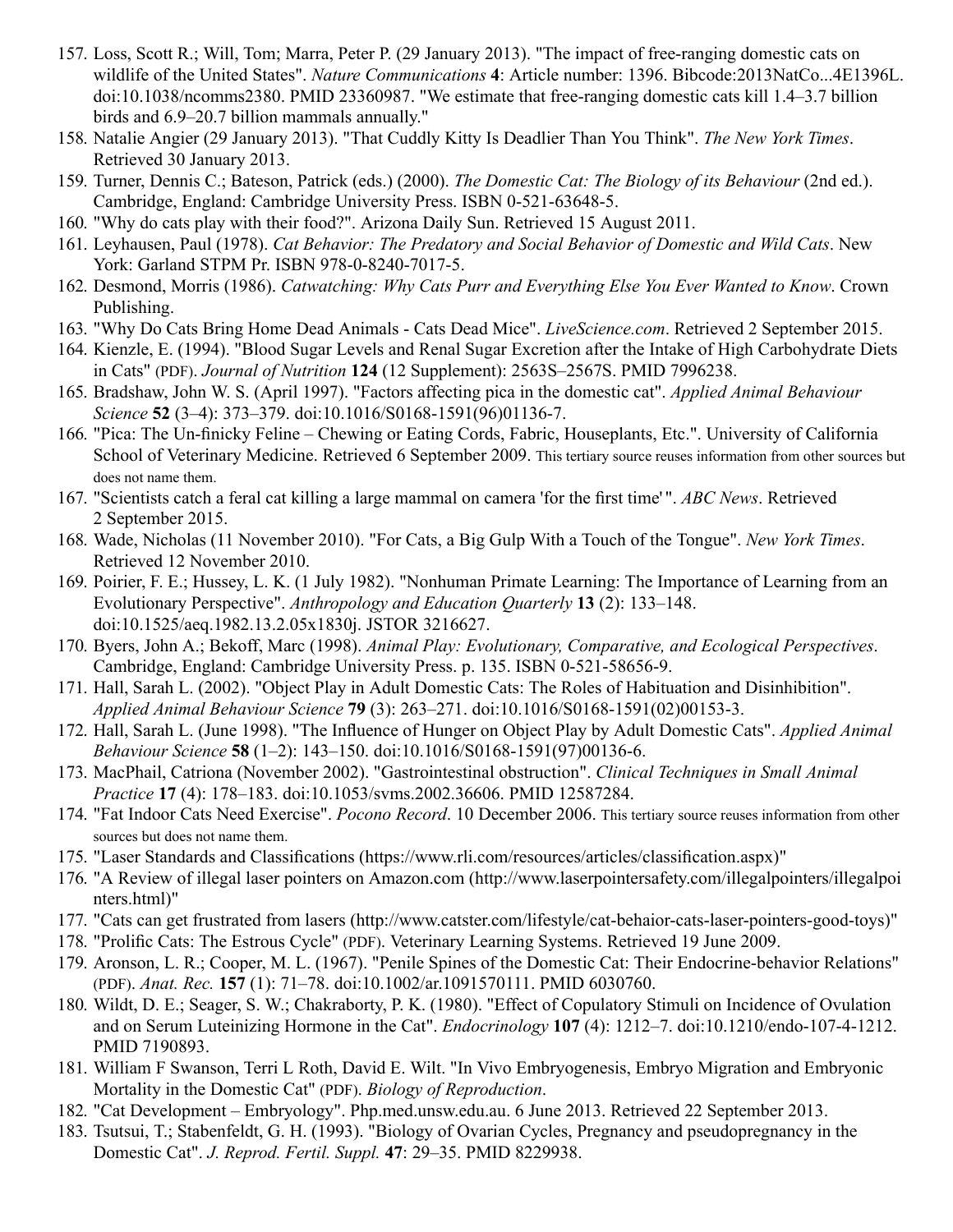157. Loss, Scott R.; Will, Tom; Marra, Peter P. (29 January 2013). "The impact of free-ranging domestic cats on wildlife of the United States". *Nature Communications* **4**: Article number: 1396. Bibcode:2013NatCo...4E1396L. doi:10.1038/ncomms2380. PMID 23360987. "We estimate that free-ranging domestic cats kill 1.4–3.7 billion birds and 6.9–20.7 billion mammals annually."
158. Natalie Angier (29 January 2013). "That Cuddly Kitty Is Deadlier Than You Think". *The New York Times*. Retrieved 30 January 2013.
159. Turner, Dennis C.; Bateson, Patrick (eds.) (2000). *The Domestic Cat: The Biology of its Behaviour* (2nd ed.). Cambridge, England: Cambridge University Press. ISBN 0-521-63648-5.
160. "Why do cats play with their food?". Arizona Daily Sun. Retrieved 15 August 2011.
161. Leyhausen, Paul (1978). *Cat Behavior: The Predatory and Social Behavior of Domestic and Wild Cats*. New York: Garland STPM Pr. ISBN 978-0-8240-7017-5.
162. Desmond, Morris (1986). *Catwatching: Why Cats Purr and Everything Else You Ever Wanted to Know*. Crown Publishing.
163. "Why Do Cats Bring Home Dead Animals - Cats Dead Mice". *LiveScience.com*. Retrieved 2 September 2015.
164. Kienzle, E. (1994). "Blood Sugar Levels and Renal Sugar Excretion after the Intake of High Carbohydrate Diets in Cats" (PDF). *Journal of Nutrition* **124** (12 Supplement): 2563S–2567S. PMID 7996238.
165. Bradshaw, John W. S. (April 1997). "Factors affecting pica in the domestic cat". *Applied Animal Behaviour Science* **52** (3–4): 373–379. doi:10.1016/S0168-1591(96)01136-7.
166. "Pica: The Un-finicky Feline – Chewing or Eating Cords, Fabric, Houseplants, Etc.". University of California School of Veterinary Medicine. Retrieved 6 September 2009. This tertiary source reuses information from other sources but does not name them.
167. "Scientists catch a feral cat killing a large mammal on camera 'for the first time'". *ABC News*. Retrieved 2 September 2015.
168. Wade, Nicholas (11 November 2010). "For Cats, a Big Gulp With a Touch of the Tongue". *New York Times*. Retrieved 12 November 2010.
169. Poirier, F. E.; Hussey, L. K. (1 July 1982). "Nonhuman Primate Learning: The Importance of Learning from an Evolutionary Perspective". *Anthropology and Education Quarterly* **13** (2): 133–148. doi:10.1525/aeq.1982.13.2.05x1830j. JSTOR 3216627.
170. Byers, John A.; Bekoff, Marc (1998). *Animal Play: Evolutionary, Comparative, and Ecological Perspectives*. Cambridge, England: Cambridge University Press. p. 135. ISBN 0-521-58656-9.
171. Hall, Sarah L. (2002). "Object Play in Adult Domestic Cats: The Roles of Habituation and Disinhibition". *Applied Animal Behaviour Science* **79** (3): 263–271. doi:10.1016/S0168-1591(02)00153-3.
172. Hall, Sarah L. (June 1998). "The Influence of Hunger on Object Play by Adult Domestic Cats". *Applied Animal Behaviour Science* **58** (1–2): 143–150. doi:10.1016/S0168-1591(97)00136-6.
173. MacPhail, Catriona (November 2002). "Gastrointestinal obstruction". *Clinical Techniques in Small Animal Practice* **17** (4): 178–183. doi:10.1053/svms.2002.36606. PMID 12587284.
174. "Fat Indoor Cats Need Exercise". *Pocono Record*. 10 December 2006. This tertiary source reuses information from other sources but does not name them.
175. "Laser Standards and Classifications (https://www.rli.com/resources/articles/classification.aspx)"
176. "A Review of illegal laser pointers on Amazon.com (http://www.laserpointersafety.com/illegalpointers/illegalpointers.html)"
177. "Cats can get frustrated from lasers (http://www.catster.com/lifestyle/cat-behaior-cats-laser-pointers-good-toys)"
178. "Prolific Cats: The Estrous Cycle" (PDF). Veterinary Learning Systems. Retrieved 19 June 2009.
179. Aronson, L. R.; Cooper, M. L. (1967). "Penile Spines of the Domestic Cat: Their Endocrine-behavior Relations" (PDF). *Anat. Rec.* **157** (1): 71–78. doi:10.1002/ar.1091570111. PMID 6030760.
180. Wildt, D. E.; Seager, S. W.; Chakraborty, P. K. (1980). "Effect of Copulatory Stimuli on Incidence of Ovulation and on Serum Luteinizing Hormone in the Cat". *Endocrinology* **107** (4): 1212–7. doi:10.1210/endo-107-4-1212. PMID 7190893.
181. William F Swanson, Terri L Roth, David E. Wilt. "In Vivo Embryogenesis, Embryo Migration and Embryonic Mortality in the Domestic Cat" (PDF). *Biology of Reproduction*.
182. "Cat Development – Embryology". Php.med.unsw.edu.au. 6 June 2013. Retrieved 22 September 2013.
183. Tsutsui, T.; Stabenfeldt, G. H. (1993). "Biology of Ovarian Cycles, Pregnancy and pseudopregnancy in the Domestic Cat". *J. Reprod. Fertil. Suppl.* **47**: 29–35. PMID 8229938.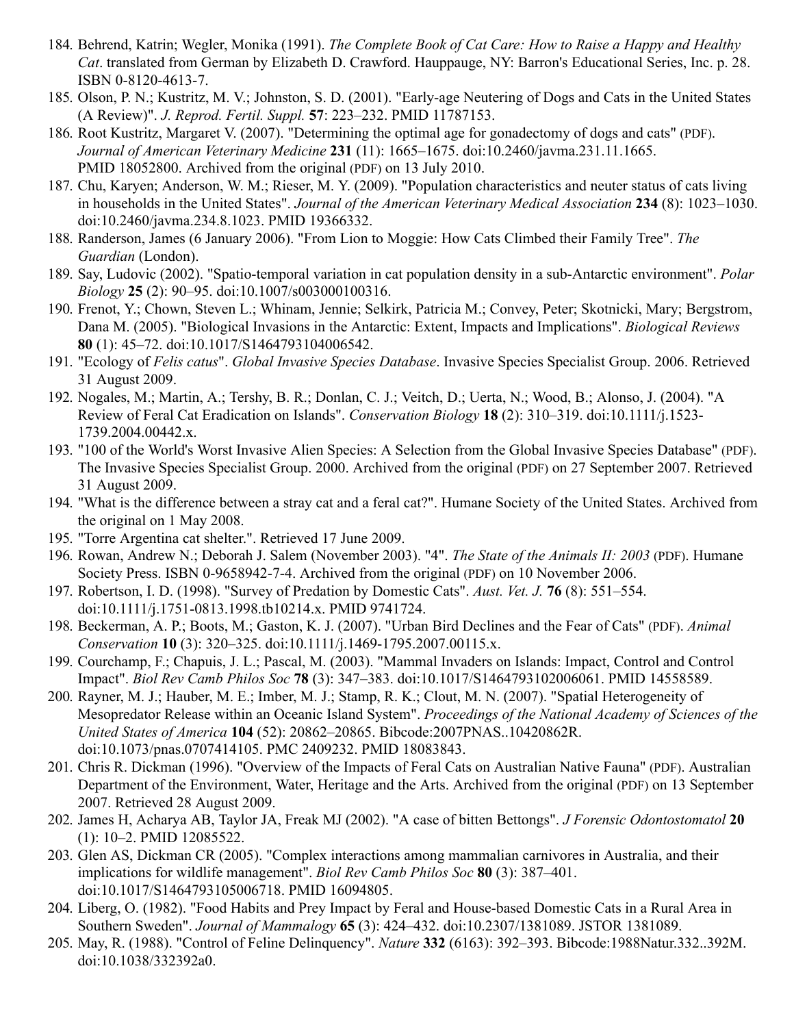184. Behrend, Katrin; Wegler, Monika (1991). *The Complete Book of Cat Care: How to Raise a Happy and Healthy Cat*. translated from German by Elizabeth D. Crawford. Hauppauge, NY: Barron's Educational Series, Inc. p. 28. ISBN 0-8120-4613-7.
185. Olson, P. N.; Kustritz, M. V.; Johnston, S. D. (2001). "Early-age Neutering of Dogs and Cats in the United States (A Review)". *J. Reprod. Fertil. Suppl.* **57**: 223–232. PMID 11787153.
186. Root Kustritz, Margaret V. (2007). "Determining the optimal age for gonadectomy of dogs and cats" (PDF). *Journal of American Veterinary Medicine* **231** (11): 1665–1675. doi:10.2460/javma.231.11.1665. PMID 18052800. Archived from the original (PDF) on 13 July 2010.
187. Chu, Karyen; Anderson, W. M.; Rieser, M. Y. (2009). "Population characteristics and neuter status of cats living in households in the United States". *Journal of the American Veterinary Medical Association* **234** (8): 1023–1030. doi:10.2460/javma.234.8.1023. PMID 19366332.
188. Randerson, James (6 January 2006). "From Lion to Moggie: How Cats Climbed their Family Tree". *The Guardian* (London).
189. Say, Ludovic (2002). "Spatio-temporal variation in cat population density in a sub-Antarctic environment". *Polar Biology* **25** (2): 90–95. doi:10.1007/s003000100316.
190. Frenot, Y.; Chown, Steven L.; Whinam, Jennie; Selkirk, Patricia M.; Convey, Peter; Skotnicki, Mary; Bergstrom, Dana M. (2005). "Biological Invasions in the Antarctic: Extent, Impacts and Implications". *Biological Reviews* **80** (1): 45–72. doi:10.1017/S1464793104006542.
191. "Ecology of *Felis catus*". *Global Invasive Species Database*. Invasive Species Specialist Group. 2006. Retrieved 31 August 2009.
192. Nogales, M.; Martin, A.; Tershy, B. R.; Donlan, C. J.; Veitch, D.; Uerta, N.; Wood, B.; Alonso, J. (2004). "A Review of Feral Cat Eradication on Islands". *Conservation Biology* **18** (2): 310–319. doi:10.1111/j.1523-1739.2004.00442.x.
193. "100 of the World's Worst Invasive Alien Species: A Selection from the Global Invasive Species Database" (PDF). The Invasive Species Specialist Group. 2000. Archived from the original (PDF) on 27 September 2007. Retrieved 31 August 2009.
194. "What is the difference between a stray cat and a feral cat?". Humane Society of the United States. Archived from the original on 1 May 2008.
195. "Torre Argentina cat shelter.". Retrieved 17 June 2009.
196. Rowan, Andrew N.; Deborah J. Salem (November 2003). "4". *The State of the Animals II: 2003* (PDF). Humane Society Press. ISBN 0-9658942-7-4. Archived from the original (PDF) on 10 November 2006.
197. Robertson, I. D. (1998). "Survey of Predation by Domestic Cats". *Aust. Vet. J.* **76** (8): 551–554. doi:10.1111/j.1751-0813.1998.tb10214.x. PMID 9741724.
198. Beckerman, A. P.; Boots, M.; Gaston, K. J. (2007). "Urban Bird Declines and the Fear of Cats" (PDF). *Animal Conservation* **10** (3): 320–325. doi:10.1111/j.1469-1795.2007.00115.x.
199. Courchamp, F.; Chapuis, J. L.; Pascal, M. (2003). "Mammal Invaders on Islands: Impact, Control and Control Impact". *Biol Rev Camb Philos Soc* **78** (3): 347–383. doi:10.1017/S1464793102006061. PMID 14558589.
200. Rayner, M. J.; Hauber, M. E.; Imber, M. J.; Stamp, R. K.; Clout, M. N. (2007). "Spatial Heterogeneity of Mesopredator Release within an Oceanic Island System". *Proceedings of the National Academy of Sciences of the United States of America* **104** (52): 20862–20865. Bibcode:2007PNAS..10420862R. doi:10.1073/pnas.0707414105. PMC 2409232. PMID 18083843.
201. Chris R. Dickman (1996). "Overview of the Impacts of Feral Cats on Australian Native Fauna" (PDF). Australian Department of the Environment, Water, Heritage and the Arts. Archived from the original (PDF) on 13 September 2007. Retrieved 28 August 2009.
202. James H, Acharya AB, Taylor JA, Freak MJ (2002). "A case of bitten Bettongs". *J Forensic Odontostomatol* **20** (1): 10–2. PMID 12085522.
203. Glen AS, Dickman CR (2005). "Complex interactions among mammalian carnivores in Australia, and their implications for wildlife management". *Biol Rev Camb Philos Soc* **80** (3): 387–401. doi:10.1017/S1464793105006718. PMID 16094805.
204. Liberg, O. (1982). "Food Habits and Prey Impact by Feral and House-based Domestic Cats in a Rural Area in Southern Sweden". *Journal of Mammalogy* **65** (3): 424–432. doi:10.2307/1381089. JSTOR 1381089.
205. May, R. (1988). "Control of Feline Delinquency". *Nature* **332** (6163): 392–393. Bibcode:1988Natur.332..392M. doi:10.1038/332392a0.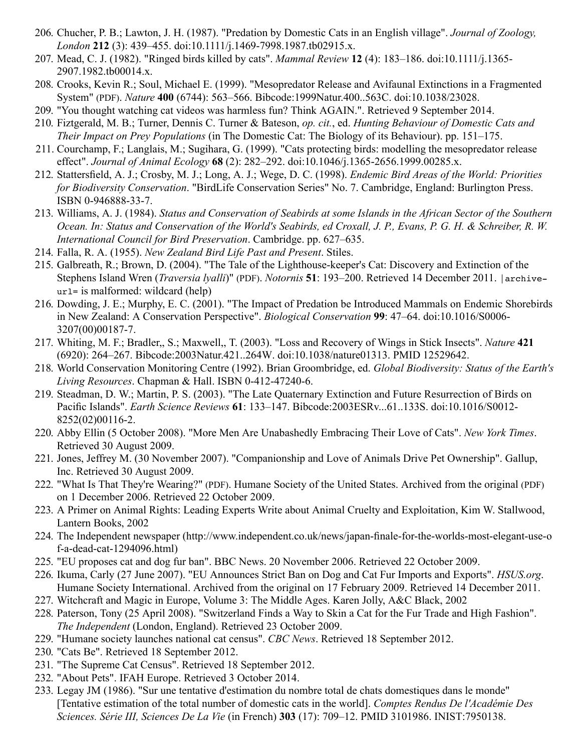206. Chucher, P. B.; Lawton, J. H. (1987). "Predation by Domestic Cats in an English village". *Journal of Zoology, London* **212** (3): 439–455. doi:10.1111/j.1469-7998.1987.tb02915.x.
207. Mead, C. J. (1982). "Ringed birds killed by cats". *Mammal Review* **12** (4): 183–186. doi:10.1111/j.1365-2907.1982.tb00014.x.
208. Crooks, Kevin R.; Soul, Michael E. (1999). "Mesopredator Release and Avifaunal Extinctions in a Fragmented System" (PDF). *Nature* **400** (6744): 563–566. Bibcode:1999Natur.400..563C. doi:10.1038/23028.
209. "You thought watching cat videos was harmless fun? Think AGAIN.". Retrieved 9 September 2014.
210. Fiztgerald, M. B.; Turner, Dennis C. Turner & Bateson, *op. cit.*, ed. *Hunting Behaviour of Domestic Cats and Their Impact on Prey Populations* (in The Domestic Cat: The Biology of its Behaviour). pp. 151–175.
211. Courchamp, F.; Langlais, M.; Sugihara, G. (1999). "Cats protecting birds: modelling the mesopredator release effect". *Journal of Animal Ecology* **68** (2): 282–292. doi:10.1046/j.1365-2656.1999.00285.x.
212. Stattersfield, A. J.; Crosby, M. J.; Long, A. J.; Wege, D. C. (1998). *Endemic Bird Areas of the World: Priorities for Biodiversity Conservation*. "BirdLife Conservation Series" No. 7. Cambridge, England: Burlington Press. ISBN 0-946888-33-7.
213. Williams, A. J. (1984). *Status and Conservation of Seabirds at some Islands in the African Sector of the Southern Ocean. In: Status and Conservation of the World's Seabirds, ed Croxall, J. P., Evans, P. G. H. & Schreiber, R. W. International Council for Bird Preservation*. Cambridge. pp. 627–635.
214. Falla, R. A. (1955). *New Zealand Bird Life Past and Present*. Stiles.
215. Galbreath, R.; Brown, D. (2004). "The Tale of the Lighthouse-keeper's Cat: Discovery and Extinction of the Stephens Island Wren (*Traversia lyalli*)" (PDF). *Notornis* **51**: 193–200. Retrieved 14 December 2011. `|archive-url=` is malformed: wildcard (help)
216. Dowding, J. E.; Murphy, E. C. (2001). "The Impact of Predation be Introduced Mammals on Endemic Shorebirds in New Zealand: A Conservation Perspective". *Biological Conservation* **99**: 47–64. doi:10.1016/S0006-3207(00)00187-7.
217. Whiting, M. F.; Bradler,, S.; Maxwell,, T. (2003). "Loss and Recovery of Wings in Stick Insects". *Nature* **421** (6920): 264–267. Bibcode:2003Natur.421..264W. doi:10.1038/nature01313. PMID 12529642.
218. World Conservation Monitoring Centre (1992). Brian Groombridge, ed. *Global Biodiversity: Status of the Earth's Living Resources*. Chapman & Hall. ISBN 0-412-47240-6.
219. Steadman, D. W.; Martin, P. S. (2003). "The Late Quaternary Extinction and Future Resurrection of Birds on Pacific Islands". *Earth Science Reviews* **61**: 133–147. Bibcode:2003ESRv...61..133S. doi:10.1016/S0012-8252(02)00116-2.
220. Abby Ellin (5 October 2008). "More Men Are Unabashedly Embracing Their Love of Cats". *New York Times*. Retrieved 30 August 2009.
221. Jones, Jeffrey M. (30 November 2007). "Companionship and Love of Animals Drive Pet Ownership". Gallup, Inc. Retrieved 30 August 2009.
222. "What Is That They're Wearing?" (PDF). Humane Society of the United States. Archived from the original (PDF) on 1 December 2006. Retrieved 22 October 2009.
223. A Primer on Animal Rights: Leading Experts Write about Animal Cruelty and Exploitation, Kim W. Stallwood, Lantern Books, 2002
224. The Independent newspaper (http://www.independent.co.uk/news/japan-finale-for-the-worlds-most-elegant-use-of-a-dead-cat-1294096.html)
225. "EU proposes cat and dog fur ban". BBC News. 20 November 2006. Retrieved 22 October 2009.
226. Ikuma, Carly (27 June 2007). "EU Announces Strict Ban on Dog and Cat Fur Imports and Exports". *HSUS.org*. Humane Society International. Archived from the original on 17 February 2009. Retrieved 14 December 2011.
227. Witchcraft and Magic in Europe, Volume 3: The Middle Ages. Karen Jolly, A&C Black, 2002
228. Paterson, Tony (25 April 2008). "Switzerland Finds a Way to Skin a Cat for the Fur Trade and High Fashion". *The Independent* (London, England). Retrieved 23 October 2009.
229. "Humane society launches national cat census". *CBC News*. Retrieved 18 September 2012.
230. "Cats Be". Retrieved 18 September 2012.
231. "The Supreme Cat Census". Retrieved 18 September 2012.
232. "About Pets". IFAH Europe. Retrieved 3 October 2014.
233. Legay JM (1986). "Sur une tentative d'estimation du nombre total de chats domestiques dans le monde" [Tentative estimation of the total number of domestic cats in the world]. *Comptes Rendus De l'Académie Des Sciences. Série III, Sciences De La Vie* (in French) **303** (17): 709–12. PMID 3101986. INIST:7950138.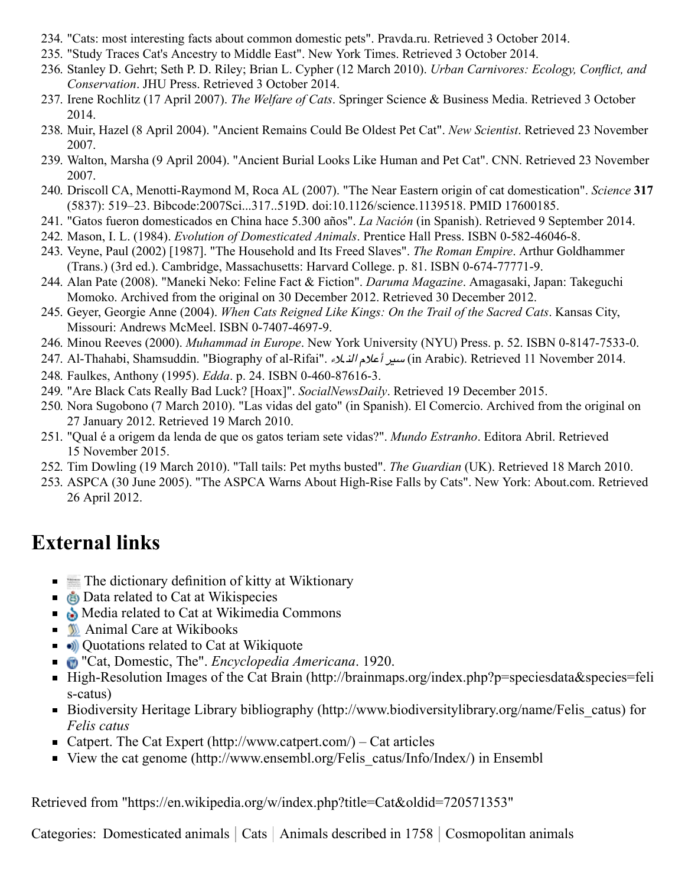234. "Cats: most interesting facts about common domestic pets". Pravda.ru. Retrieved 3 October 2014.
235. "Study Traces Cat's Ancestry to Middle East". New York Times. Retrieved 3 October 2014.
236. Stanley D. Gehrt; Seth P. D. Riley; Brian L. Cypher (12 March 2010). *Urban Carnivores: Ecology, Conflict, and Conservation*. JHU Press. Retrieved 3 October 2014.
237. Irene Rochlitz (17 April 2007). *The Welfare of Cats*. Springer Science & Business Media. Retrieved 3 October 2014.
238. Muir, Hazel (8 April 2004). "Ancient Remains Could Be Oldest Pet Cat". *New Scientist*. Retrieved 23 November 2007.
239. Walton, Marsha (9 April 2004). "Ancient Burial Looks Like Human and Pet Cat". CNN. Retrieved 23 November 2007.
240. Driscoll CA, Menotti-Raymond M, Roca AL (2007). "The Near Eastern origin of cat domestication". *Science* **317** (5837): 519–23. Bibcode:2007Sci...317..519D. doi:10.1126/science.1139518. PMID 17600185.
241. "Gatos fueron domesticados en China hace 5.300 años". *La Nación* (in Spanish). Retrieved 9 September 2014.
242. Mason, I. L. (1984). *Evolution of Domesticated Animals*. Prentice Hall Press. ISBN 0-582-46046-8.
243. Veyne, Paul (2002) [1987]. "The Household and Its Freed Slaves". *The Roman Empire*. Arthur Goldhammer (Trans.) (3rd ed.). Cambridge, Massachusetts: Harvard College. p. 81. ISBN 0-674-77771-9.
244. Alan Pate (2008). "Maneki Neko: Feline Fact & Fiction". *Daruma Magazine*. Amagasaki, Japan: Takeguchi Momoko. Archived from the original on 30 December 2012. Retrieved 30 December 2012.
245. Geyer, Georgie Anne (2004). *When Cats Reigned Like Kings: On the Trail of the Sacred Cats*. Kansas City, Missouri: Andrews McMeel. ISBN 0-7407-4697-9.
246. Minou Reeves (2000). *Muhammad in Europe*. New York University (NYU) Press. p. 52. ISBN 0-8147-7533-0.
247. Al-Thahabi, Shamsuddin. "Biography of al-Rifai". *سير أعلام النبلاء* (in Arabic). Retrieved 11 November 2014.
248. Faulkes, Anthony (1995). *Edda*. p. 24. ISBN 0-460-87616-3.
249. "Are Black Cats Really Bad Luck? [Hoax]". *SocialNewsDaily*. Retrieved 19 December 2015.
250. Nora Sugobono (7 March 2010). "Las vidas del gato" (in Spanish). El Comercio. Archived from the original on 27 January 2012. Retrieved 19 March 2010.
251. "Qual é a origem da lenda de que os gatos teriam sete vidas?". *Mundo Estranho*. Editora Abril. Retrieved 15 November 2015.
252. Tim Dowling (19 March 2010). "Tall tails: Pet myths busted". *The Guardian* (UK). Retrieved 18 March 2010.
253. ASPCA (30 June 2005). "The ASPCA Warns About High-Rise Falls by Cats". New York: About.com. Retrieved 26 April 2012.

## External links

- The dictionary definition of kitty at Wiktionary
- Data related to Cat at Wikispecies
- Media related to Cat at Wikimedia Commons
- Animal Care at Wikibooks
- Quotations related to Cat at Wikiquote
- "Cat, Domestic, The". *Encyclopedia Americana*. 1920.
- High-Resolution Images of the Cat Brain (http://brainmaps.org/index.php?p=speciesdata&species=felis-catus)
- Biodiversity Heritage Library bibliography (http://www.biodiversitylibrary.org/name/Felis_catus) for *Felis catus*
- Catpert. The Cat Expert (http://www.catpert.com/) – Cat articles
- View the cat genome (http://www.ensembl.org/Felis_catus/Info/Index/) in Ensembl

Retrieved from "https://en.wikipedia.org/w/index.php?title=Cat&oldid=720571353"

Categories: Domesticated animals | Cats | Animals described in 1758 | Cosmopolitan animals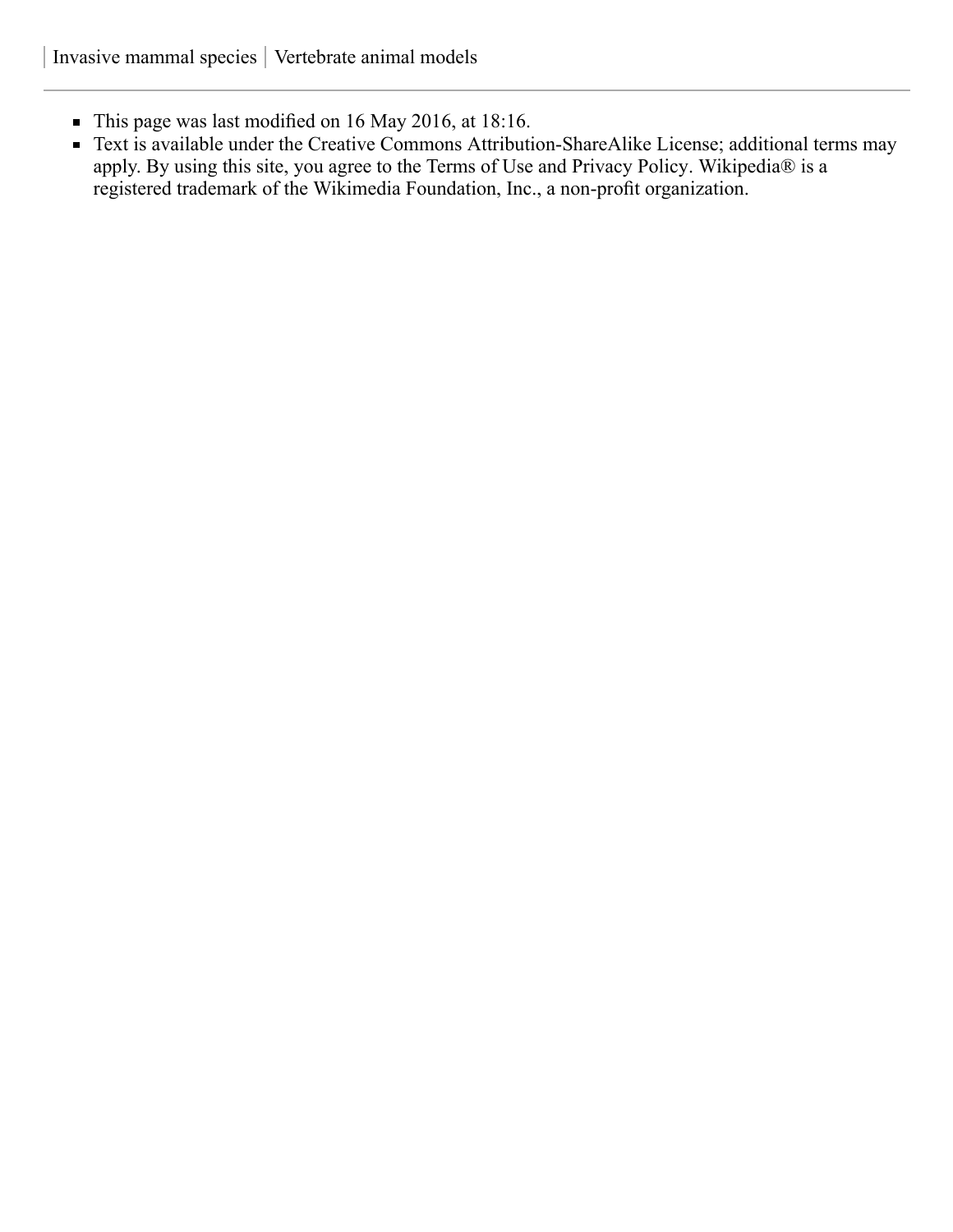| Invasive mammal species | Vertebrate animal models

- This page was last modified on 16 May 2016, at 18:16.
- Text is available under the Creative Commons Attribution-ShareAlike License; additional terms may apply. By using this site, you agree to the Terms of Use and Privacy Policy. Wikipedia® is a registered trademark of the Wikimedia Foundation, Inc., a non-profit organization.